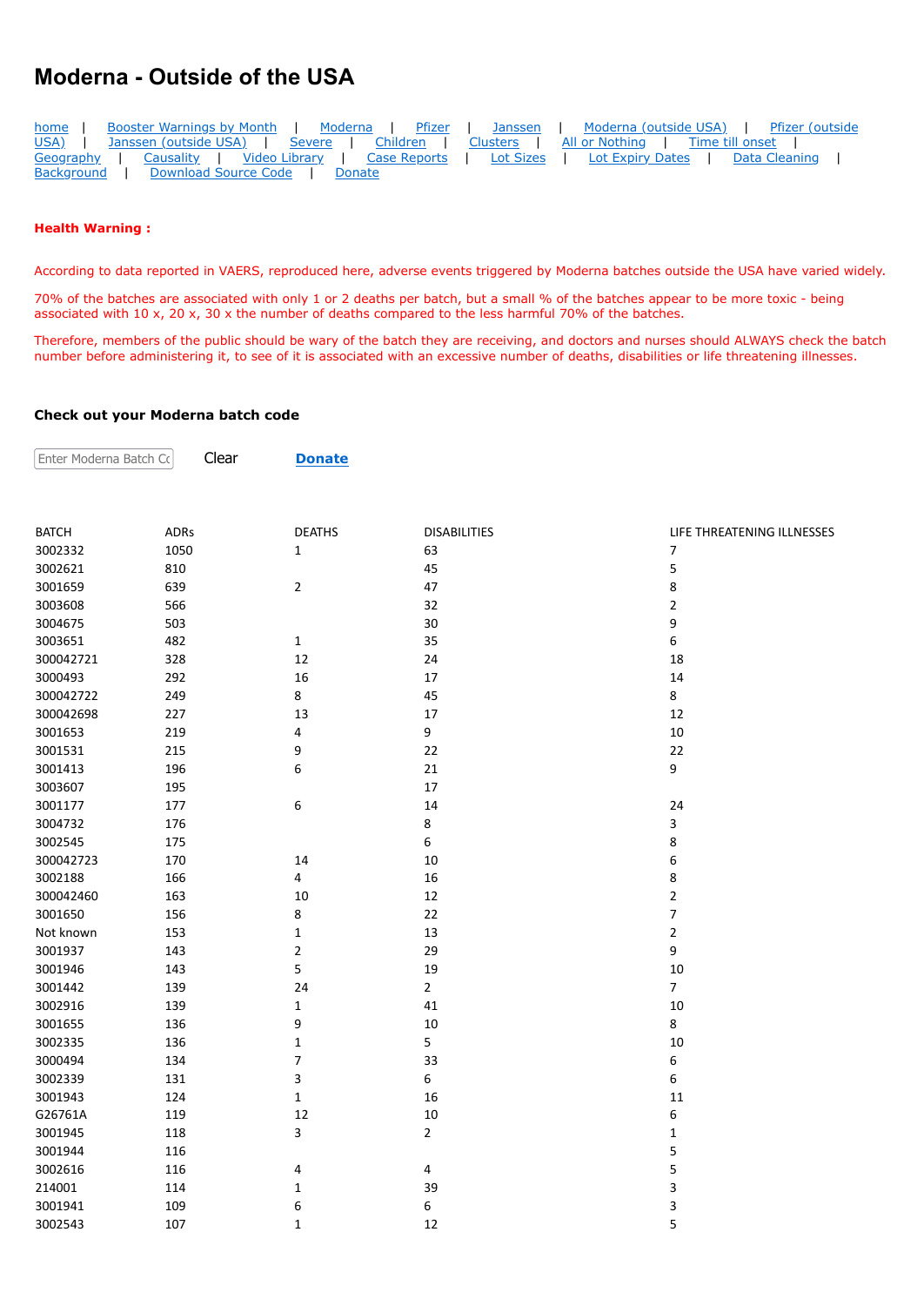# Moderna - Outside of the USA

home | Booster Warnings by Month | Moderna | Pfizer | Janssen | Moderna (outside USA) | Pfizer (outside USA) | Janssen (outside USA) | Severe | Children | Clusters | All or Nothing | Time till onset | Geography | Causality | Video Library | Case Reports | Lot Sizes | Lot Expiry Dates | Data Cleaning | Background | Download Source Code | Donate

**Health Warning :**

According to data reported in VAERS, reproduced here, adverse events triggered by Moderna batches outside the USA have varied widely.

70% of the batches are associated with only 1 or 2 deaths per batch, but a small % of the batches appear to be more toxic - being associated with 10 x, 20 x, 30 x the number of deaths compared to the less harmful 70% of the batches.

Therefore, members of the public should be wary of the batch they are receiving, and doctors and nurses should ALWAYS check the batch number before administering it, to see of it is associated with an excessive number of deaths, disabilities or life threatening illnesses.

**Check out your Moderna batch code**

Enter Moderna Batch Code Clear **Donate**

| BATCH | ADRs | DEATHS | DISABILITIES | LIFE THREATENING ILLNESSES |
|---|---|---|---|---|
| 3002332 | 1050 | 1 | 63 | 7 |
| 3002621 | 810 | | 45 | 5 |
| 3001659 | 639 | 2 | 47 | 8 |
| 3003608 | 566 | | 32 | 2 |
| 3004675 | 503 | | 30 | 9 |
| 3003651 | 482 | 1 | 35 | 6 |
| 300042721 | 328 | 12 | 24 | 18 |
| 3000493 | 292 | 16 | 17 | 14 |
| 300042722 | 249 | 8 | 45 | 8 |
| 300042698 | 227 | 13 | 17 | 12 |
| 3001653 | 219 | 4 | 9 | 10 |
| 3001531 | 215 | 9 | 22 | 22 |
| 3001413 | 196 | 6 | 21 | 9 |
| 3003607 | 195 | | 17 | |
| 3001177 | 177 | 6 | 14 | 24 |
| 3004732 | 176 | | 8 | 3 |
| 3002545 | 175 | | 6 | 8 |
| 300042723 | 170 | 14 | 10 | 6 |
| 3002188 | 166 | 4 | 16 | 8 |
| 300042460 | 163 | 10 | 12 | 2 |
| 3001650 | 156 | 8 | 22 | 7 |
| Not known | 153 | 1 | 13 | 2 |
| 3001937 | 143 | 2 | 29 | 9 |
| 3001946 | 143 | 5 | 19 | 10 |
| 3001442 | 139 | 24 | 2 | 7 |
| 3002916 | 139 | 1 | 41 | 10 |
| 3001655 | 136 | 9 | 10 | 8 |
| 3002335 | 136 | 1 | 5 | 10 |
| 3000494 | 134 | 7 | 33 | 6 |
| 3002339 | 131 | 3 | 6 | 6 |
| 3001943 | 124 | 1 | 16 | 11 |
| G26761A | 119 | 12 | 10 | 6 |
| 3001945 | 118 | 3 | 2 | 1 |
| 3001944 | 116 | | | 5 |
| 3002616 | 116 | 4 | 4 | 5 |
| 214001 | 114 | 1 | 39 | 3 |
| 3001941 | 109 | 6 | 6 | 3 |
| 3002543 | 107 | 1 | 12 | 5 |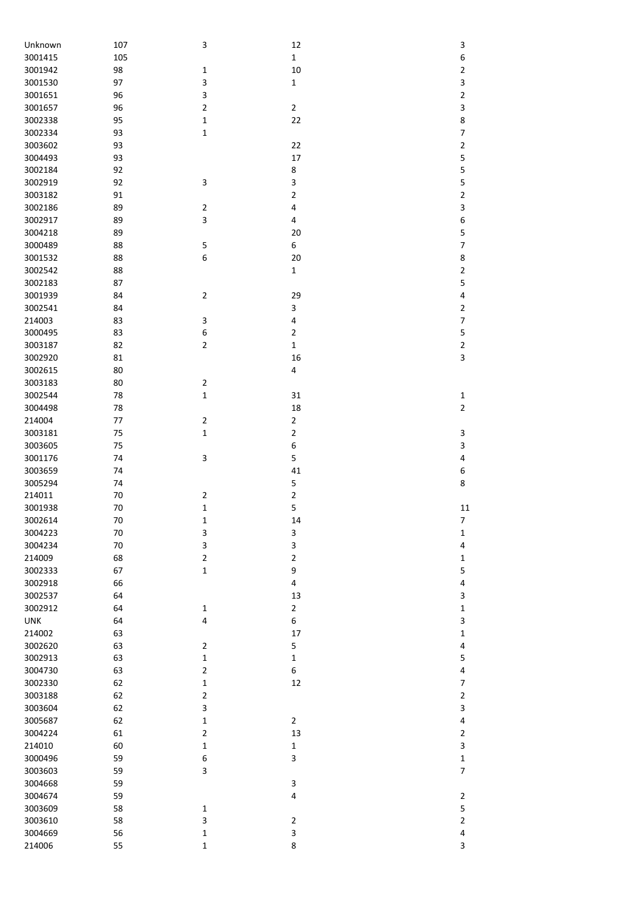| | | | | |
|---|---|---|---|---|
| Unknown | 107 | 3 | 12 | 3 |
| 3001415 | 105 | | 1 | 6 |
| 3001942 | 98 | 1 | 10 | 2 |
| 3001530 | 97 | 3 | 1 | 3 |
| 3001651 | 96 | 3 | | 2 |
| 3001657 | 96 | 2 | 2 | 3 |
| 3002338 | 95 | 1 | 22 | 8 |
| 3002334 | 93 | 1 | | 7 |
| 3003602 | 93 | | 22 | 2 |
| 3004493 | 93 | | 17 | 5 |
| 3002184 | 92 | | 8 | 5 |
| 3002919 | 92 | 3 | 3 | 5 |
| 3003182 | 91 | | 2 | 2 |
| 3002186 | 89 | 2 | 4 | 3 |
| 3002917 | 89 | 3 | 4 | 6 |
| 3004218 | 89 | | 20 | 5 |
| 3000489 | 88 | 5 | 6 | 7 |
| 3001532 | 88 | 6 | 20 | 8 |
| 3002542 | 88 | | 1 | 2 |
| 3002183 | 87 | | | 5 |
| 3001939 | 84 | 2 | 29 | 4 |
| 3002541 | 84 | | 3 | 2 |
| 214003 | 83 | 3 | 4 | 7 |
| 3000495 | 83 | 6 | 2 | 5 |
| 3003187 | 82 | 2 | 1 | 2 |
| 3002920 | 81 | | 16 | 3 |
| 3002615 | 80 | | 4 | |
| 3003183 | 80 | 2 | | |
| 3002544 | 78 | 1 | 31 | 1 |
| 3004498 | 78 | | 18 | 2 |
| 214004 | 77 | 2 | 2 | |
| 3003181 | 75 | 1 | 2 | 3 |
| 3003605 | 75 | | 6 | 3 |
| 3001176 | 74 | 3 | 5 | 4 |
| 3003659 | 74 | | 41 | 6 |
| 3005294 | 74 | | 5 | 8 |
| 214011 | 70 | 2 | 2 | |
| 3001938 | 70 | 1 | 5 | 11 |
| 3002614 | 70 | 1 | 14 | 7 |
| 3004223 | 70 | 3 | 3 | 1 |
| 3004234 | 70 | 3 | 3 | 4 |
| 214009 | 68 | 2 | 2 | 1 |
| 3002333 | 67 | 1 | 9 | 5 |
| 3002918 | 66 | | 4 | 4 |
| 3002537 | 64 | | 13 | 3 |
| 3002912 | 64 | 1 | 2 | 1 |
| UNK | 64 | 4 | 6 | 3 |
| 214002 | 63 | | 17 | 1 |
| 3002620 | 63 | 2 | 5 | 4 |
| 3002913 | 63 | 1 | 1 | 5 |
| 3004730 | 63 | 2 | 6 | 4 |
| 3002330 | 62 | 1 | 12 | 7 |
| 3003188 | 62 | 2 | | 2 |
| 3003604 | 62 | 3 | | 3 |
| 3005687 | 62 | 1 | 2 | 4 |
| 3004224 | 61 | 2 | 13 | 2 |
| 214010 | 60 | 1 | 1 | 3 |
| 3000496 | 59 | 6 | 3 | 1 |
| 3003603 | 59 | 3 | | 7 |
| 3004668 | 59 | | 3 | |
| 3004674 | 59 | | 4 | 2 |
| 3003609 | 58 | 1 | | 5 |
| 3003610 | 58 | 3 | 2 | 2 |
| 3004669 | 56 | 1 | 3 | 4 |
| 214006 | 55 | 1 | 8 | 3 |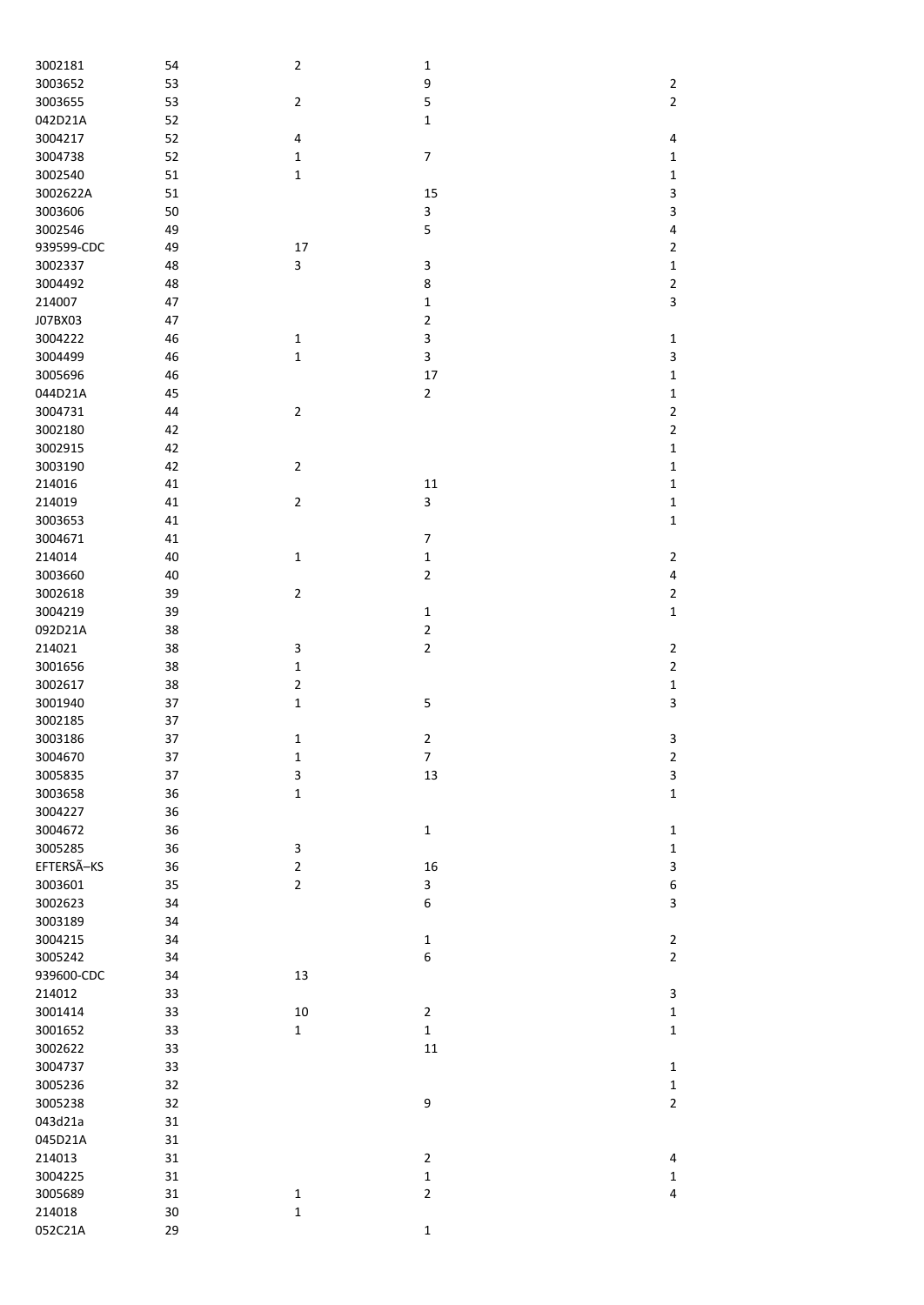| | | | | |
|---|---|---|---|---|
| 3002181 | 54 | 2 | 1 | |
| 3003652 | 53 | | 9 | 2 |
| 3003655 | 53 | 2 | 5 | 2 |
| 042D21A | 52 | | 1 | |
| 3004217 | 52 | 4 | | 4 |
| 3004738 | 52 | 1 | 7 | 1 |
| 3002540 | 51 | 1 | | 1 |
| 3002622A | 51 | | 15 | 3 |
| 3003606 | 50 | | 3 | 3 |
| 3002546 | 49 | | 5 | 4 |
| 939599-CDC | 49 | 17 | | 2 |
| 3002337 | 48 | 3 | 3 | 1 |
| 3004492 | 48 | | 8 | 2 |
| 214007 | 47 | | 1 | 3 |
| J07BX03 | 47 | | 2 | |
| 3004222 | 46 | 1 | 3 | 1 |
| 3004499 | 46 | 1 | 3 | 3 |
| 3005696 | 46 | | 17 | 1 |
| 044D21A | 45 | | 2 | 1 |
| 3004731 | 44 | 2 | | 2 |
| 3002180 | 42 | | | 2 |
| 3002915 | 42 | | | 1 |
| 3003190 | 42 | 2 | | 1 |
| 214016 | 41 | | 11 | 1 |
| 214019 | 41 | 2 | 3 | 1 |
| 3003653 | 41 | | | 1 |
| 3004671 | 41 | | 7 | |
| 214014 | 40 | 1 | 1 | 2 |
| 3003660 | 40 | | 2 | 4 |
| 3002618 | 39 | 2 | | 2 |
| 3004219 | 39 | | 1 | 1 |
| 092D21A | 38 | | 2 | |
| 214021 | 38 | 3 | 2 | 2 |
| 3001656 | 38 | 1 | | 2 |
| 3002617 | 38 | 2 | | 1 |
| 3001940 | 37 | 1 | 5 | 3 |
| 3002185 | 37 | | | |
| 3003186 | 37 | 1 | 2 | 3 |
| 3004670 | 37 | 1 | 7 | 2 |
| 3005835 | 37 | 3 | 13 | 3 |
| 3003658 | 36 | 1 | | 1 |
| 3004227 | 36 | | | |
| 3004672 | 36 | | 1 | 1 |
| 3005285 | 36 | 3 | | 1 |
| EFTERSÃ–KS | 36 | 2 | 16 | 3 |
| 3003601 | 35 | 2 | 3 | 6 |
| 3002623 | 34 | | 6 | 3 |
| 3003189 | 34 | | | |
| 3004215 | 34 | | 1 | 2 |
| 3005242 | 34 | | 6 | 2 |
| 939600-CDC | 34 | 13 | | |
| 214012 | 33 | | | 3 |
| 3001414 | 33 | 10 | 2 | 1 |
| 3001652 | 33 | 1 | 1 | 1 |
| 3002622 | 33 | | 11 | |
| 3004737 | 33 | | | 1 |
| 3005236 | 32 | | | 1 |
| 3005238 | 32 | | 9 | 2 |
| 043d21a | 31 | | | |
| 045D21A | 31 | | | |
| 214013 | 31 | | 2 | 4 |
| 3004225 | 31 | | 1 | 1 |
| 3005689 | 31 | 1 | 2 | 4 |
| 214018 | 30 | 1 | | |
| 052C21A | 29 | | 1 | |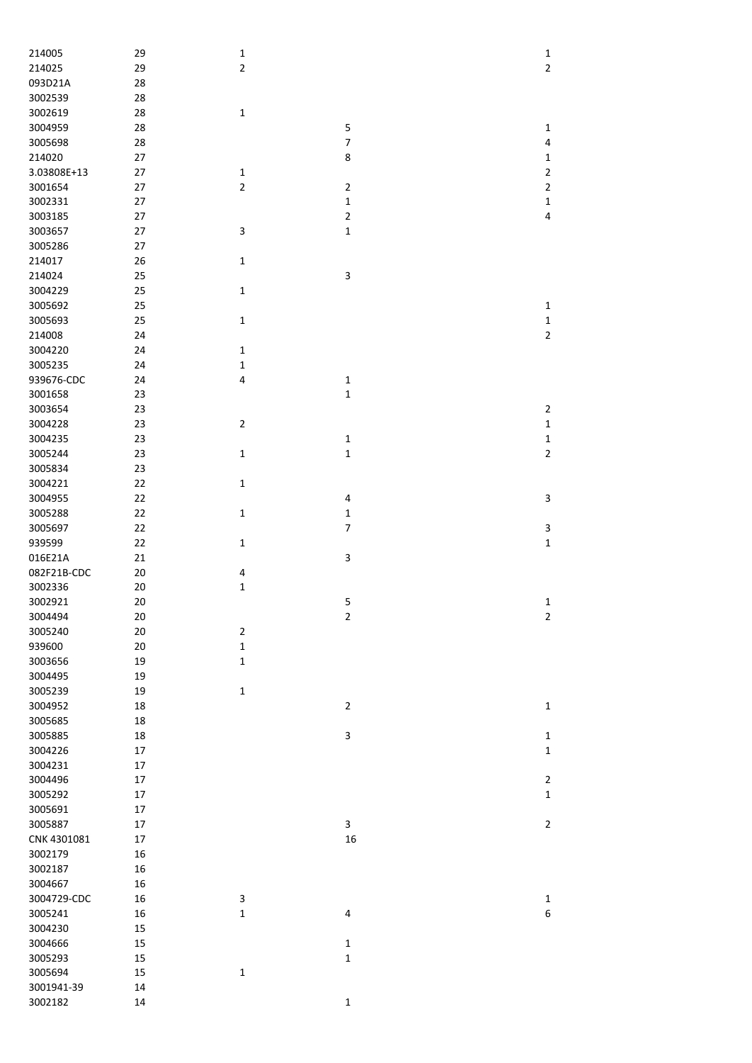| | | | | |
|---|---|---|---|---|
| 214005 | 29 | 1 | | 1 |
| 214025 | 29 | 2 | | 2 |
| 093D21A | 28 | | | |
| 3002539 | 28 | | | |
| 3002619 | 28 | 1 | | |
| 3004959 | 28 | | 5 | 1 |
| 3005698 | 28 | | 7 | 4 |
| 214020 | 27 | | 8 | 1 |
| 3.03808E+13 | 27 | 1 | | 2 |
| 3001654 | 27 | 2 | 2 | 2 |
| 3002331 | 27 | | 1 | 1 |
| 3003185 | 27 | | 2 | 4 |
| 3003657 | 27 | 3 | 1 | |
| 3005286 | 27 | | | |
| 214017 | 26 | 1 | | |
| 214024 | 25 | | 3 | |
| 3004229 | 25 | 1 | | |
| 3005692 | 25 | | | 1 |
| 3005693 | 25 | 1 | | 1 |
| 214008 | 24 | | | 2 |
| 3004220 | 24 | 1 | | |
| 3005235 | 24 | 1 | | |
| 939676-CDC | 24 | 4 | 1 | |
| 3001658 | 23 | | 1 | |
| 3003654 | 23 | | | 2 |
| 3004228 | 23 | 2 | | 1 |
| 3004235 | 23 | | 1 | 1 |
| 3005244 | 23 | 1 | 1 | 2 |
| 3005834 | 23 | | | |
| 3004221 | 22 | 1 | | |
| 3004955 | 22 | | 4 | 3 |
| 3005288 | 22 | 1 | 1 | |
| 3005697 | 22 | | 7 | 3 |
| 939599 | 22 | 1 | | 1 |
| 016E21A | 21 | | 3 | |
| 082F21B-CDC | 20 | 4 | | |
| 3002336 | 20 | 1 | | |
| 3002921 | 20 | | 5 | 1 |
| 3004494 | 20 | | 2 | 2 |
| 3005240 | 20 | 2 | | |
| 939600 | 20 | 1 | | |
| 3003656 | 19 | 1 | | |
| 3004495 | 19 | | | |
| 3005239 | 19 | 1 | | |
| 3004952 | 18 | | 2 | 1 |
| 3005685 | 18 | | | |
| 3005885 | 18 | | 3 | 1 |
| 3004226 | 17 | | | 1 |
| 3004231 | 17 | | | |
| 3004496 | 17 | | | 2 |
| 3005292 | 17 | | | 1 |
| 3005691 | 17 | | | |
| 3005887 | 17 | | 3 | 2 |
| CNK 4301081 | 17 | | 16 | |
| 3002179 | 16 | | | |
| 3002187 | 16 | | | |
| 3004667 | 16 | | | |
| 3004729-CDC | 16 | 3 | | 1 |
| 3005241 | 16 | 1 | 4 | 6 |
| 3004230 | 15 | | | |
| 3004666 | 15 | | 1 | |
| 3005293 | 15 | | 1 | |
| 3005694 | 15 | 1 | | |
| 3001941-39 | 14 | | | |
| 3002182 | 14 | | 1 | |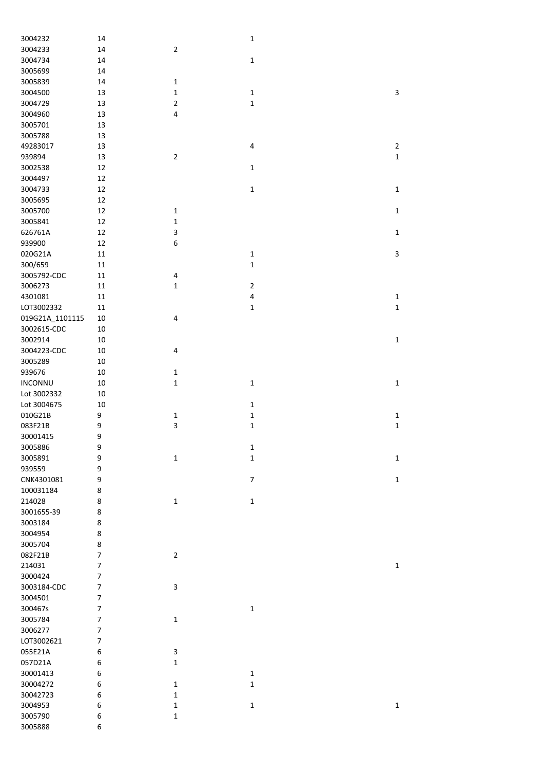| | | | | |
|---|---|---|---|---|
| 3004232 | 14 | | 1 | |
| 3004233 | 14 | 2 | | |
| 3004734 | 14 | | 1 | |
| 3005699 | 14 | | | |
| 3005839 | 14 | 1 | | |
| 3004500 | 13 | 1 | 1 | 3 |
| 3004729 | 13 | 2 | 1 | |
| 3004960 | 13 | 4 | | |
| 3005701 | 13 | | | |
| 3005788 | 13 | | | |
| 49283017 | 13 | | 4 | 2 |
| 939894 | 13 | 2 | | 1 |
| 3002538 | 12 | | 1 | |
| 3004497 | 12 | | | |
| 3004733 | 12 | | 1 | 1 |
| 3005695 | 12 | | | |
| 3005700 | 12 | 1 | | 1 |
| 3005841 | 12 | 1 | | |
| 626761A | 12 | 3 | | 1 |
| 939900 | 12 | 6 | | |
| 020G21A | 11 | | 1 | 3 |
| 300/659 | 11 | | 1 | |
| 3005792-CDC | 11 | 4 | | |
| 3006273 | 11 | 1 | 2 | |
| 4301081 | 11 | | 4 | 1 |
| LOT3002332 | 11 | | 1 | 1 |
| 019G21A_1101115 | 10 | 4 | | |
| 3002615-CDC | 10 | | | |
| 3002914 | 10 | | | 1 |
| 3004223-CDC | 10 | 4 | | |
| 3005289 | 10 | | | |
| 939676 | 10 | 1 | | |
| INCONNU | 10 | 1 | 1 | 1 |
| Lot 3002332 | 10 | | | |
| Lot 3004675 | 10 | | 1 | |
| 010G21B | 9 | 1 | 1 | 1 |
| 083F21B | 9 | 3 | 1 | 1 |
| 30001415 | 9 | | | |
| 3005886 | 9 | | 1 | |
| 3005891 | 9 | 1 | 1 | 1 |
| 939559 | 9 | | | |
| CNK4301081 | 9 | | 7 | 1 |
| 100031184 | 8 | | | |
| 214028 | 8 | 1 | 1 | |
| 3001655-39 | 8 | | | |
| 3003184 | 8 | | | |
| 3004954 | 8 | | | |
| 3005704 | 8 | | | |
| 082F21B | 7 | 2 | | |
| 214031 | 7 | | | 1 |
| 3000424 | 7 | | | |
| 3003184-CDC | 7 | 3 | | |
| 3004501 | 7 | | | |
| 300467s | 7 | | 1 | |
| 3005784 | 7 | 1 | | |
| 3006277 | 7 | | | |
| LOT3002621 | 7 | | | |
| 055E21A | 6 | 3 | | |
| 057D21A | 6 | 1 | | |
| 30001413 | 6 | | 1 | |
| 30004272 | 6 | 1 | 1 | |
| 30042723 | 6 | 1 | | |
| 3004953 | 6 | 1 | 1 | 1 |
| 3005790 | 6 | 1 | | |
| 3005888 | 6 | | | |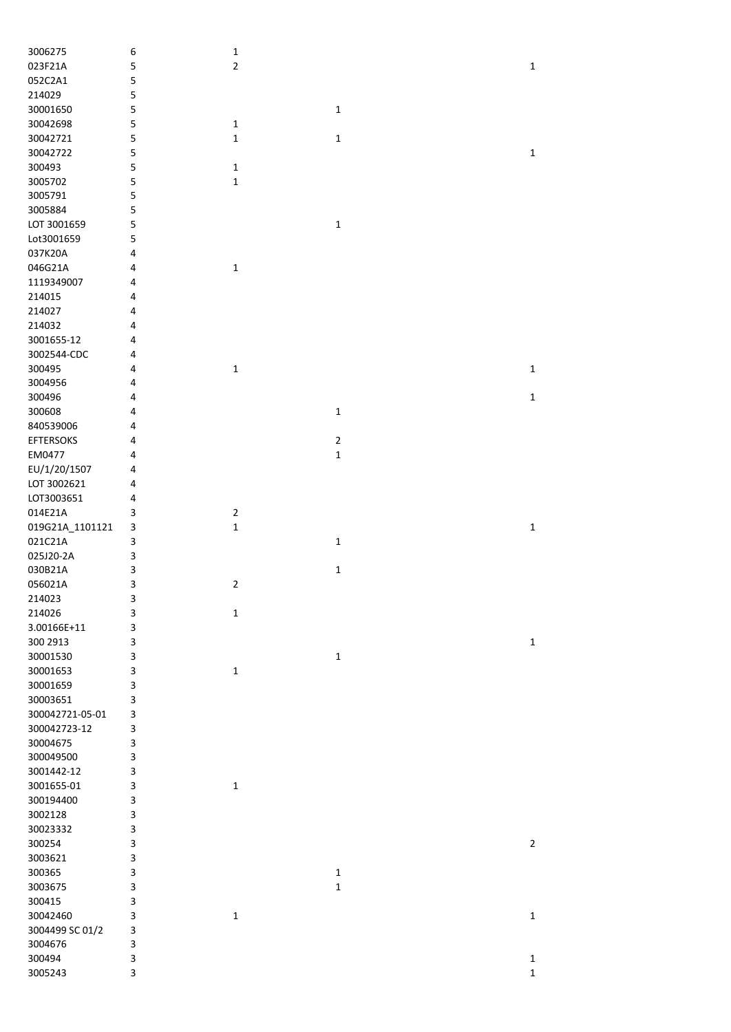| | | | | |
|---|---|---|---|---|
| 3006275 | 6 | 1 | | |
| 023F21A | 5 | 2 | | 1 |
| 052C2A1 | 5 | | | |
| 214029 | 5 | | | |
| 30001650 | 5 | | 1 | |
| 30042698 | 5 | 1 | | |
| 30042721 | 5 | 1 | 1 | |
| 30042722 | 5 | | | 1 |
| 300493 | 5 | 1 | | |
| 3005702 | 5 | 1 | | |
| 3005791 | 5 | | | |
| 3005884 | 5 | | | |
| LOT 3001659 | 5 | | 1 | |
| Lot3001659 | 5 | | | |
| 037K20A | 4 | | | |
| 046G21A | 4 | 1 | | |
| 1119349007 | 4 | | | |
| 214015 | 4 | | | |
| 214027 | 4 | | | |
| 214032 | 4 | | | |
| 3001655-12 | 4 | | | |
| 3002544-CDC | 4 | | | |
| 300495 | 4 | 1 | | 1 |
| 3004956 | 4 | | | |
| 300496 | 4 | | | 1 |
| 300608 | 4 | | 1 | |
| 840539006 | 4 | | | |
| EFTERSOKS | 4 | | 2 | |
| EM0477 | 4 | | 1 | |
| EU/1/20/1507 | 4 | | | |
| LOT 3002621 | 4 | | | |
| LOT3003651 | 4 | | | |
| 014E21A | 3 | 2 | | |
| 019G21A_1101121 | 3 | 1 | | 1 |
| 021C21A | 3 | | 1 | |
| 025J20-2A | 3 | | | |
| 030B21A | 3 | | 1 | |
| 056021A | 3 | 2 | | |
| 214023 | 3 | | | |
| 214026 | 3 | 1 | | |
| 3.00166E+11 | 3 | | | |
| 300 2913 | 3 | | | 1 |
| 30001530 | 3 | | 1 | |
| 30001653 | 3 | 1 | | |
| 30001659 | 3 | | | |
| 30003651 | 3 | | | |
| 300042721-05-01 | 3 | | | |
| 300042723-12 | 3 | | | |
| 30004675 | 3 | | | |
| 300049500 | 3 | | | |
| 3001442-12 | 3 | | | |
| 3001655-01 | 3 | 1 | | |
| 300194400 | 3 | | | |
| 3002128 | 3 | | | |
| 30023332 | 3 | | | |
| 300254 | 3 | | | 2 |
| 3003621 | 3 | | | |
| 300365 | 3 | | 1 | |
| 3003675 | 3 | | 1 | |
| 300415 | 3 | | | |
| 30042460 | 3 | 1 | | 1 |
| 3004499 SC 01/2 | 3 | | | |
| 3004676 | 3 | | | |
| 300494 | 3 | | | 1 |
| 3005243 | 3 | | | 1 |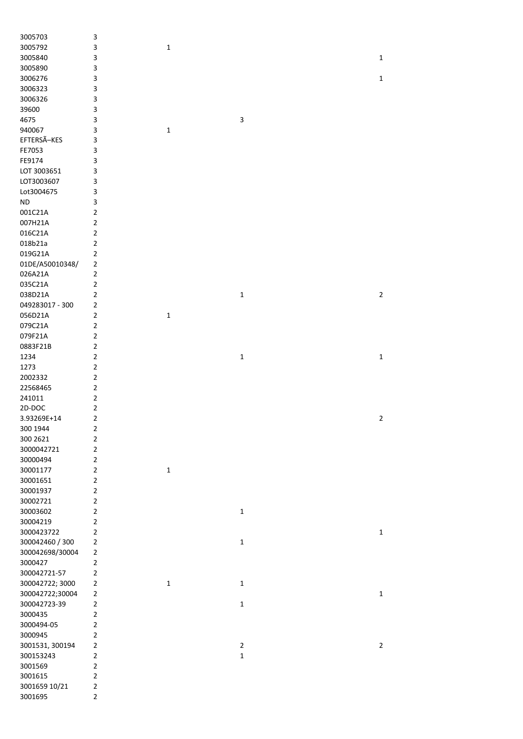| | | | | |
|---|---|---|---|---|
| 3005703 | 3 | | | |
| 3005792 | 3 | 1 | | |
| 3005840 | 3 | | | 1 |
| 3005890 | 3 | | | |
| 3006276 | 3 | | | 1 |
| 3006323 | 3 | | | |
| 3006326 | 3 | | | |
| 39600 | 3 | | | |
| 4675 | 3 | | 3 | |
| 940067 | 3 | 1 | | |
| EFTERSÃ–KES | 3 | | | |
| FE7053 | 3 | | | |
| FE9174 | 3 | | | |
| LOT 3003651 | 3 | | | |
| LOT3003607 | 3 | | | |
| Lot3004675 | 3 | | | |
| ND | 3 | | | |
| 001C21A | 2 | | | |
| 007H21A | 2 | | | |
| 016C21A | 2 | | | |
| 018b21a | 2 | | | |
| 019G21A | 2 | | | |
| 01DE/A50010348/ | 2 | | | |
| 026A21A | 2 | | | |
| 035C21A | 2 | | | |
| 038D21A | 2 | | 1 | 2 |
| 049283017 - 300 | 2 | | | |
| 056D21A | 2 | 1 | | |
| 079C21A | 2 | | | |
| 079F21A | 2 | | | |
| 0883F21B | 2 | | | |
| 1234 | 2 | | 1 | 1 |
| 1273 | 2 | | | |
| 2002332 | 2 | | | |
| 22568465 | 2 | | | |
| 241011 | 2 | | | |
| 2D-DOC | 2 | | | |
| 3.93269E+14 | 2 | | | 2 |
| 300 1944 | 2 | | | |
| 300 2621 | 2 | | | |
| 3000042721 | 2 | | | |
| 30000494 | 2 | | | |
| 30001177 | 2 | 1 | | |
| 30001651 | 2 | | | |
| 30001937 | 2 | | | |
| 30002721 | 2 | | | |
| 30003602 | 2 | | 1 | |
| 30004219 | 2 | | | |
| 3000423722 | 2 | | | 1 |
| 300042460 / 300 | 2 | | 1 | |
| 300042698/30004 | 2 | | | |
| 3000427 | 2 | | | |
| 300042721-57 | 2 | | | |
| 300042722; 3000 | 2 | 1 | 1 | |
| 300042722;30004 | 2 | | | 1 |
| 300042723-39 | 2 | | 1 | |
| 3000435 | 2 | | | |
| 3000494-05 | 2 | | | |
| 3000945 | 2 | | | |
| 3001531, 300194 | 2 | | 2 | 2 |
| 300153243 | 2 | | 1 | |
| 3001569 | 2 | | | |
| 3001615 | 2 | | | |
| 3001659 10/21 | 2 | | | |
| 3001695 | 2 | | | |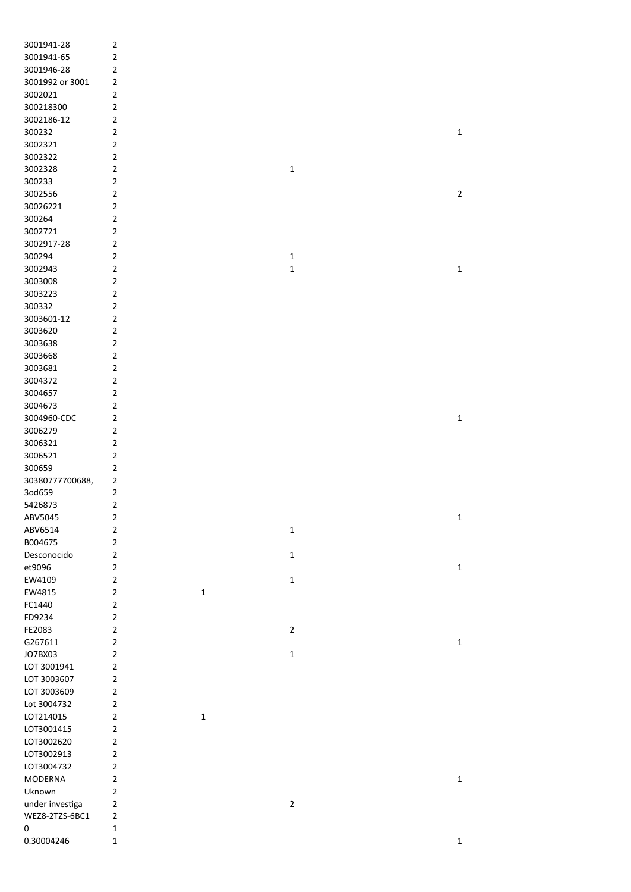| | | | | |
|---|---|---|---|---|
| 3001941-28 | 2 | | | |
| 3001941-65 | 2 | | | |
| 3001946-28 | 2 | | | |
| 3001992 or 3001 | 2 | | | |
| 3002021 | 2 | | | |
| 300218300 | 2 | | | |
| 3002186-12 | 2 | | | |
| 300232 | 2 | | | 1 |
| 3002321 | 2 | | | |
| 3002322 | 2 | | | |
| 3002328 | 2 | | 1 | |
| 300233 | 2 | | | |
| 3002556 | 2 | | | 2 |
| 30026221 | 2 | | | |
| 300264 | 2 | | | |
| 3002721 | 2 | | | |
| 3002917-28 | 2 | | | |
| 300294 | 2 | | 1 | |
| 3002943 | 2 | | 1 | 1 |
| 3003008 | 2 | | | |
| 3003223 | 2 | | | |
| 300332 | 2 | | | |
| 3003601-12 | 2 | | | |
| 3003620 | 2 | | | |
| 3003638 | 2 | | | |
| 3003668 | 2 | | | |
| 3003681 | 2 | | | |
| 3004372 | 2 | | | |
| 3004657 | 2 | | | |
| 3004673 | 2 | | | |
| 3004960-CDC | 2 | | | 1 |
| 3006279 | 2 | | | |
| 3006321 | 2 | | | |
| 3006521 | 2 | | | |
| 300659 | 2 | | | |
| 30380777700688, | 2 | | | |
| 3od659 | 2 | | | |
| 5426873 | 2 | | | |
| ABV5045 | 2 | | | 1 |
| ABV6514 | 2 | | 1 | |
| B004675 | 2 | | | |
| Desconocido | 2 | | 1 | |
| et9096 | 2 | | | 1 |
| EW4109 | 2 | | 1 | |
| EW4815 | 2 | 1 | | |
| FC1440 | 2 | | | |
| FD9234 | 2 | | | |
| FE2083 | 2 | | 2 | |
| G267611 | 2 | | | 1 |
| JO7BX03 | 2 | | 1 | |
| LOT 3001941 | 2 | | | |
| LOT 3003607 | 2 | | | |
| LOT 3003609 | 2 | | | |
| Lot 3004732 | 2 | | | |
| LOT214015 | 2 | 1 | | |
| LOT3001415 | 2 | | | |
| LOT3002620 | 2 | | | |
| LOT3002913 | 2 | | | |
| LOT3004732 | 2 | | | |
| MODERNA | 2 | | | 1 |
| Uknown | 2 | | | |
| under investiga | 2 | | 2 | |
| WEZ8-2TZS-6BC1 | 2 | | | |
| 0 | 1 | | | |
| 0.30004246 | 1 | | | 1 |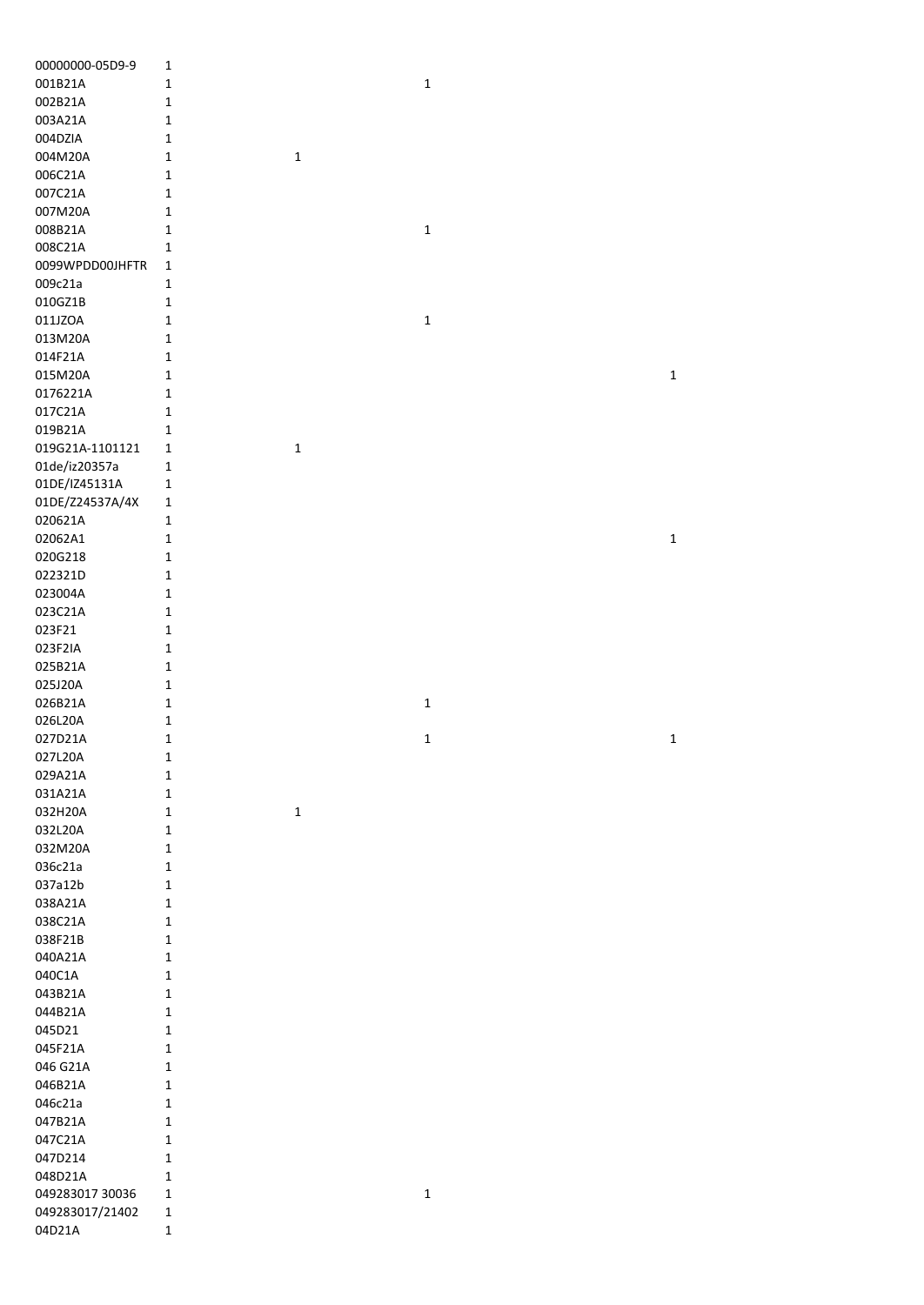| | | | | |
|---|---|---|---|---|
| 00000000-05D9-9 | 1 | | | |
| 001B21A | 1 | | 1 | |
| 002B21A | 1 | | | |
| 003A21A | 1 | | | |
| 004DZIA | 1 | | | |
| 004M20A | 1 | 1 | | |
| 006C21A | 1 | | | |
| 007C21A | 1 | | | |
| 007M20A | 1 | | | |
| 008B21A | 1 | | 1 | |
| 008C21A | 1 | | | |
| 0099WPDD00JHFTR | 1 | | | |
| 009c21a | 1 | | | |
| 010GZ1B | 1 | | | |
| 011JZOA | 1 | | 1 | |
| 013M20A | 1 | | | |
| 014F21A | 1 | | | |
| 015M20A | 1 | | | 1 |
| 0176221A | 1 | | | |
| 017C21A | 1 | | | |
| 019B21A | 1 | | | |
| 019G21A-1101121 | 1 | 1 | | |
| 01de/iz20357a | 1 | | | |
| 01DE/IZ45131A | 1 | | | |
| 01DE/Z24537A/4X | 1 | | | |
| 020621A | 1 | | | |
| 02062A1 | 1 | | | 1 |
| 020G218 | 1 | | | |
| 022321D | 1 | | | |
| 023004A | 1 | | | |
| 023C21A | 1 | | | |
| 023F21 | 1 | | | |
| 023F2IA | 1 | | | |
| 025B21A | 1 | | | |
| 025J20A | 1 | | | |
| 026B21A | 1 | | 1 | |
| 026L20A | 1 | | | |
| 027D21A | 1 | | 1 | 1 |
| 027L20A | 1 | | | |
| 029A21A | 1 | | | |
| 031A21A | 1 | | | |
| 032H20A | 1 | 1 | | |
| 032L20A | 1 | | | |
| 032M20A | 1 | | | |
| 036c21a | 1 | | | |
| 037a12b | 1 | | | |
| 038A21A | 1 | | | |
| 038C21A | 1 | | | |
| 038F21B | 1 | | | |
| 040A21A | 1 | | | |
| 040C1A | 1 | | | |
| 043B21A | 1 | | | |
| 044B21A | 1 | | | |
| 045D21 | 1 | | | |
| 045F21A | 1 | | | |
| 046 G21A | 1 | | | |
| 046B21A | 1 | | | |
| 046c21a | 1 | | | |
| 047B21A | 1 | | | |
| 047C21A | 1 | | | |
| 047D214 | 1 | | | |
| 048D21A | 1 | | | |
| 049283017 30036 | 1 | | 1 | |
| 049283017/21402 | 1 | | | |
| 04D21A | 1 | | | |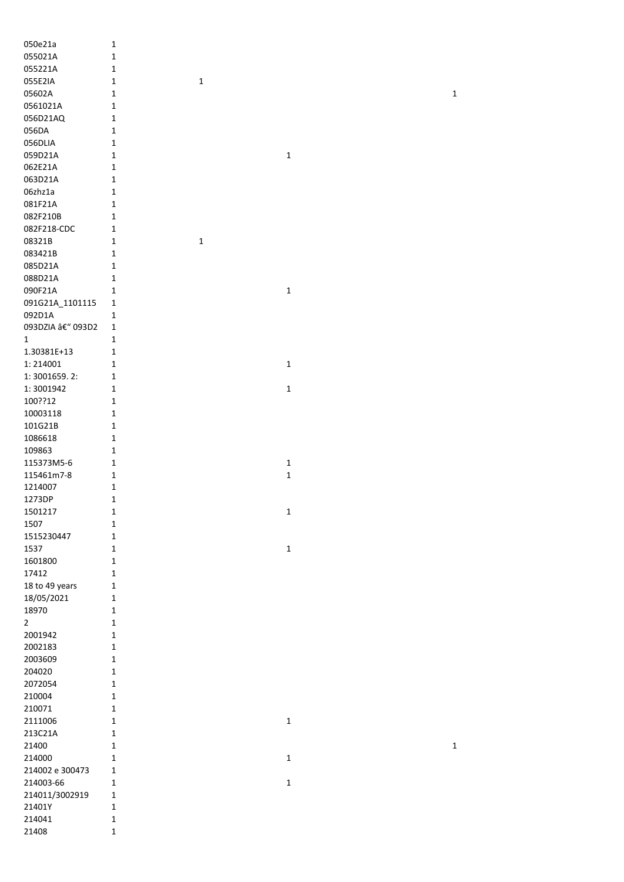| | | | | |
|---|---|---|---|---|
| 050e21a | 1 | | | |
| 055021A | 1 | | | |
| 055221A | 1 | | | |
| 055E2IA | 1 | 1 | | |
| 05602A | 1 | | | 1 |
| 0561021A | 1 | | | |
| 056D21AQ | 1 | | | |
| 056DA | 1 | | | |
| 056DLIA | 1 | | | |
| 059D21A | 1 | | 1 | |
| 062E21A | 1 | | | |
| 063D21A | 1 | | | |
| 06zhz1a | 1 | | | |
| 081F21A | 1 | | | |
| 082F210B | 1 | | | |
| 082F218-CDC | 1 | | | |
| 08321B | 1 | 1 | | |
| 083421B | 1 | | | |
| 085D21A | 1 | | | |
| 088D21A | 1 | | | |
| 090F21A | 1 | | 1 | |
| 091G21A_1101115 | 1 | | | |
| 092D1A | 1 | | | |
| 093DZIA â€" 093D2 | 1 | | | |
| 1 | 1 | | | |
| 1.30381E+13 | 1 | | | |
| 1: 214001 | 1 | | 1 | |
| 1: 3001659. 2: | 1 | | | |
| 1: 3001942 | 1 | | 1 | |
| 100??12 | 1 | | | |
| 10003118 | 1 | | | |
| 101G21B | 1 | | | |
| 1086618 | 1 | | | |
| 109863 | 1 | | | |
| 115373M5-6 | 1 | | 1 | |
| 115461m7-8 | 1 | | 1 | |
| 1214007 | 1 | | | |
| 1273DP | 1 | | | |
| 1501217 | 1 | | 1 | |
| 1507 | 1 | | | |
| 1515230447 | 1 | | | |
| 1537 | 1 | | 1 | |
| 1601800 | 1 | | | |
| 17412 | 1 | | | |
| 18 to 49 years | 1 | | | |
| 18/05/2021 | 1 | | | |
| 18970 | 1 | | | |
| 2 | 1 | | | |
| 2001942 | 1 | | | |
| 2002183 | 1 | | | |
| 2003609 | 1 | | | |
| 204020 | 1 | | | |
| 2072054 | 1 | | | |
| 210004 | 1 | | | |
| 210071 | 1 | | | |
| 2111006 | 1 | | 1 | |
| 213C21A | 1 | | | |
| 21400 | 1 | | | 1 |
| 214000 | 1 | | 1 | |
| 214002 e 300473 | 1 | | | |
| 214003-66 | 1 | | 1 | |
| 214011/3002919 | 1 | | | |
| 21401Y | 1 | | | |
| 214041 | 1 | | | |
| 21408 | 1 | | | |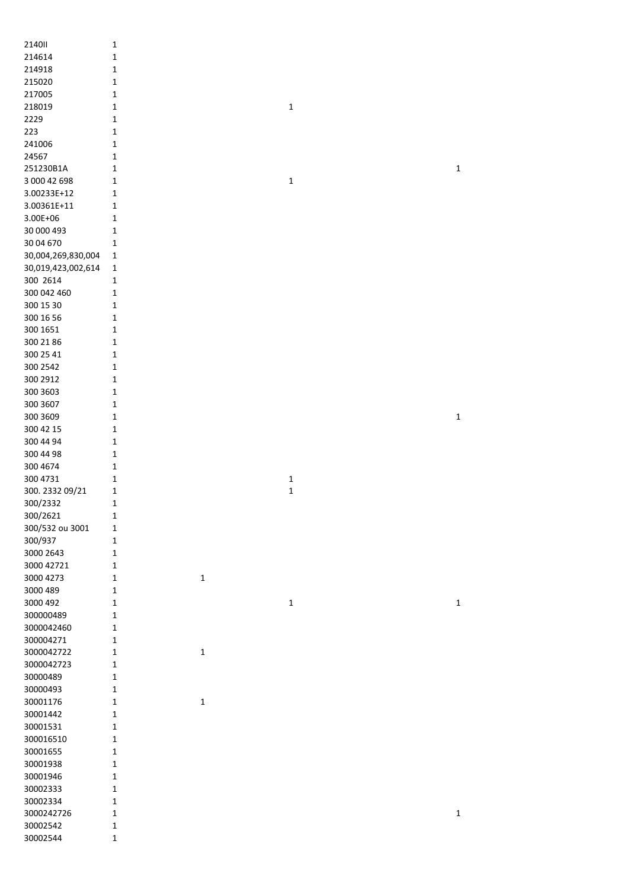| | | | | |
|---|---|---|---|---|
| 2140II | 1 | | | |
| 214614 | 1 | | | |
| 214918 | 1 | | | |
| 215020 | 1 | | | |
| 217005 | 1 | | | |
| 218019 | 1 | | 1 | |
| 2229 | 1 | | | |
| 223 | 1 | | | |
| 241006 | 1 | | | |
| 24567 | 1 | | | |
| 251230B1A | 1 | | | 1 |
| 3 000 42 698 | 1 | | 1 | |
| 3.00233E+12 | 1 | | | |
| 3.00361E+11 | 1 | | | |
| 3.00E+06 | 1 | | | |
| 30 000 493 | 1 | | | |
| 30 04 670 | 1 | | | |
| 30,004,269,830,004 | 1 | | | |
| 30,019,423,002,614 | 1 | | | |
| 300  2614 | 1 | | | |
| 300 042 460 | 1 | | | |
| 300 15 30 | 1 | | | |
| 300 16 56 | 1 | | | |
| 300 1651 | 1 | | | |
| 300 21 86 | 1 | | | |
| 300 25 41 | 1 | | | |
| 300 2542 | 1 | | | |
| 300 2912 | 1 | | | |
| 300 3603 | 1 | | | |
| 300 3607 | 1 | | | |
| 300 3609 | 1 | | | 1 |
| 300 42 15 | 1 | | | |
| 300 44 94 | 1 | | | |
| 300 44 98 | 1 | | | |
| 300 4674 | 1 | | | |
| 300 4731 | 1 | | 1 | |
| 300. 2332 09/21 | 1 | | 1 | |
| 300/2332 | 1 | | | |
| 300/2621 | 1 | | | |
| 300/532 ou 3001 | 1 | | | |
| 300/937 | 1 | | | |
| 3000 2643 | 1 | | | |
| 3000 42721 | 1 | | | |
| 3000 4273 | 1 | 1 | | |
| 3000 489 | 1 | | | |
| 3000 492 | 1 | | 1 | 1 |
| 300000489 | 1 | | | |
| 3000042460 | 1 | | | |
| 300004271 | 1 | | | |
| 3000042722 | 1 | 1 | | |
| 3000042723 | 1 | | | |
| 30000489 | 1 | | | |
| 30000493 | 1 | | | |
| 30001176 | 1 | 1 | | |
| 30001442 | 1 | | | |
| 30001531 | 1 | | | |
| 300016510 | 1 | | | |
| 30001655 | 1 | | | |
| 30001938 | 1 | | | |
| 30001946 | 1 | | | |
| 30002333 | 1 | | | |
| 30002334 | 1 | | | |
| 3000242726 | 1 | | | 1 |
| 30002542 | 1 | | | |
| 30002544 | 1 | | | |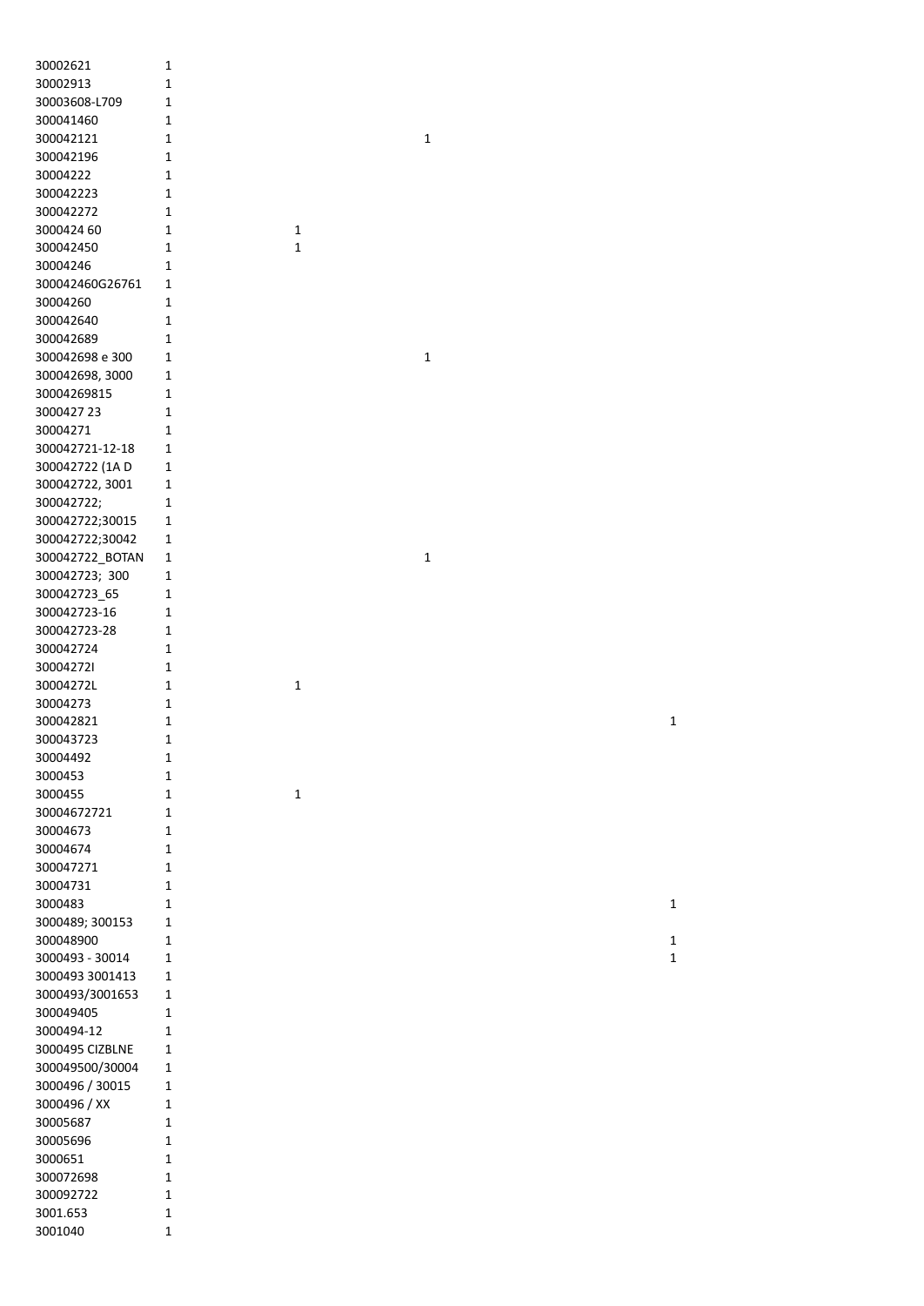| | | | | |
|---|---|---|---|---|
| 30002621 | 1 | | | |
| 30002913 | 1 | | | |
| 30003608-L709 | 1 | | | |
| 300041460 | 1 | | | |
| 300042121 | 1 | | 1 | |
| 300042196 | 1 | | | |
| 30004222 | 1 | | | |
| 300042223 | 1 | | | |
| 300042272 | 1 | | | |
| 3000424 60 | 1 | 1 | | |
| 300042450 | 1 | 1 | | |
| 30004246 | 1 | | | |
| 300042460G26761 | 1 | | | |
| 30004260 | 1 | | | |
| 300042640 | 1 | | | |
| 300042689 | 1 | | | |
| 300042698 e 300 | 1 | | 1 | |
| 300042698, 3000 | 1 | | | |
| 30004269815 | 1 | | | |
| 3000427 23 | 1 | | | |
| 30004271 | 1 | | | |
| 300042721-12-18 | 1 | | | |
| 300042722 (1A D | 1 | | | |
| 300042722, 3001 | 1 | | | |
| 300042722; | 1 | | | |
| 300042722;30015 | 1 | | | |
| 300042722;30042 | 1 | | | |
| 300042722_BOTAN | 1 | | 1 | |
| 300042723; 300 | 1 | | | |
| 300042723_65 | 1 | | | |
| 300042723-16 | 1 | | | |
| 300042723-28 | 1 | | | |
| 300042724 | 1 | | | |
| 30004272l | 1 | | | |
| 30004272L | 1 | 1 | | |
| 30004273 | 1 | | | |
| 300042821 | 1 | | | 1 |
| 300043723 | 1 | | | |
| 30004492 | 1 | | | |
| 3000453 | 1 | | | |
| 3000455 | 1 | 1 | | |
| 30004672721 | 1 | | | |
| 30004673 | 1 | | | |
| 30004674 | 1 | | | |
| 300047271 | 1 | | | |
| 30004731 | 1 | | | |
| 3000483 | 1 | | | 1 |
| 3000489; 300153 | 1 | | | |
| 300048900 | 1 | | | 1 |
| 3000493 - 30014 | 1 | | | 1 |
| 3000493 3001413 | 1 | | | |
| 3000493/3001653 | 1 | | | |
| 300049405 | 1 | | | |
| 3000494-12 | 1 | | | |
| 3000495 CIZBLNE | 1 | | | |
| 300049500/30004 | 1 | | | |
| 3000496 / 30015 | 1 | | | |
| 3000496 / XX | 1 | | | |
| 30005687 | 1 | | | |
| 30005696 | 1 | | | |
| 3000651 | 1 | | | |
| 300072698 | 1 | | | |
| 300092722 | 1 | | | |
| 3001.653 | 1 | | | |
| 3001040 | 1 | | | |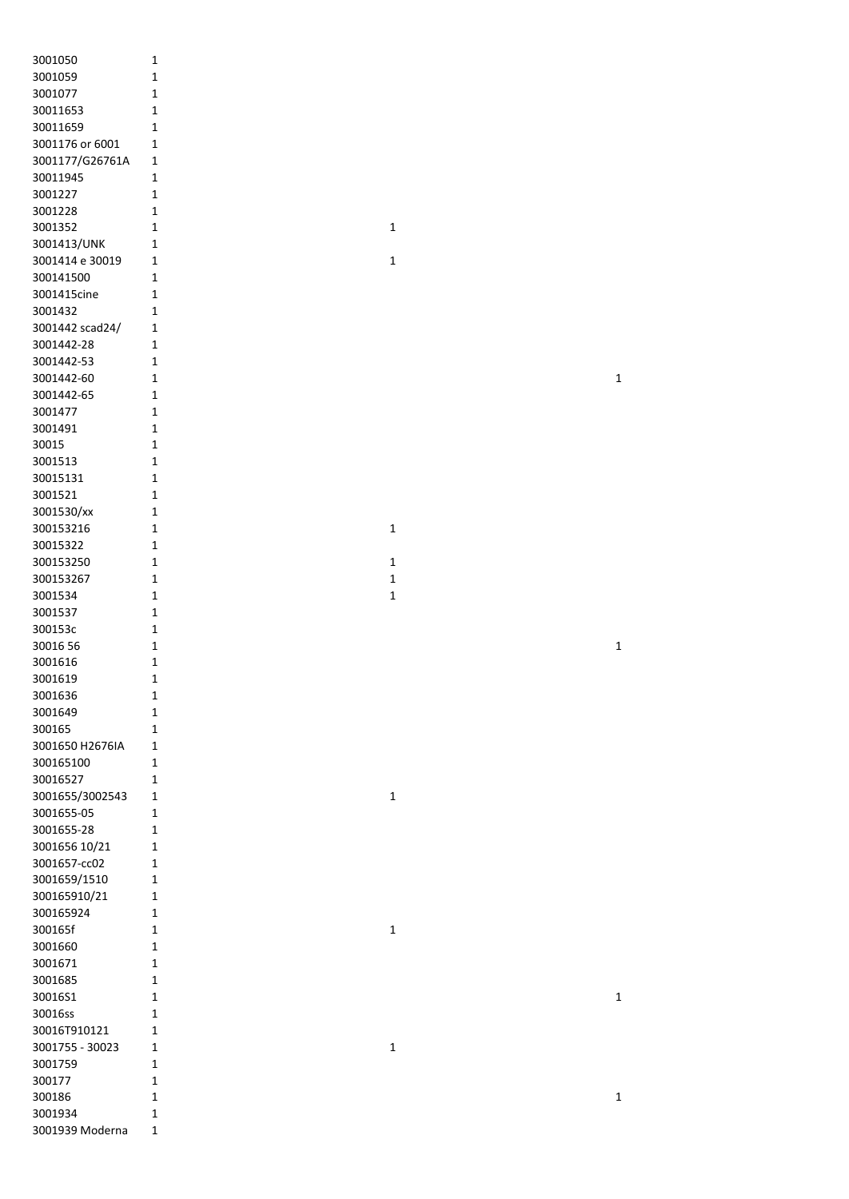| | | | |
|---|---|---|---|
| 3001050 | 1 | | |
| 3001059 | 1 | | |
| 3001077 | 1 | | |
| 30011653 | 1 | | |
| 30011659 | 1 | | |
| 3001176 or 6001 | 1 | | |
| 3001177/G26761A | 1 | | |
| 30011945 | 1 | | |
| 3001227 | 1 | | |
| 3001228 | 1 | | |
| 3001352 | 1 | 1 | |
| 3001413/UNK | 1 | | |
| 3001414 e 30019 | 1 | 1 | |
| 300141500 | 1 | | |
| 3001415cine | 1 | | |
| 3001432 | 1 | | |
| 3001442 scad24/ | 1 | | |
| 3001442-28 | 1 | | |
| 3001442-53 | 1 | | |
| 3001442-60 | 1 | | 1 |
| 3001442-65 | 1 | | |
| 3001477 | 1 | | |
| 3001491 | 1 | | |
| 30015 | 1 | | |
| 3001513 | 1 | | |
| 30015131 | 1 | | |
| 3001521 | 1 | | |
| 3001530/xx | 1 | | |
| 300153216 | 1 | 1 | |
| 30015322 | 1 | | |
| 300153250 | 1 | 1 | |
| 300153267 | 1 | 1 | |
| 3001534 | 1 | 1 | |
| 3001537 | 1 | | |
| 300153c | 1 | | |
| 30016 56 | 1 | | 1 |
| 3001616 | 1 | | |
| 3001619 | 1 | | |
| 3001636 | 1 | | |
| 3001649 | 1 | | |
| 300165 | 1 | | |
| 3001650 H2676IA | 1 | | |
| 300165100 | 1 | | |
| 30016527 | 1 | | |
| 3001655/3002543 | 1 | 1 | |
| 3001655-05 | 1 | | |
| 3001655-28 | 1 | | |
| 3001656 10/21 | 1 | | |
| 3001657-cc02 | 1 | | |
| 3001659/1510 | 1 | | |
| 300165910/21 | 1 | | |
| 300165924 | 1 | | |
| 300165f | 1 | 1 | |
| 3001660 | 1 | | |
| 3001671 | 1 | | |
| 3001685 | 1 | | |
| 30016S1 | 1 | | 1 |
| 30016ss | 1 | | |
| 30016T910121 | 1 | | |
| 3001755 - 30023 | 1 | 1 | |
| 3001759 | 1 | | |
| 300177 | 1 | | |
| 300186 | 1 | | 1 |
| 3001934 | 1 | | |
| 3001939 Moderna | 1 | | |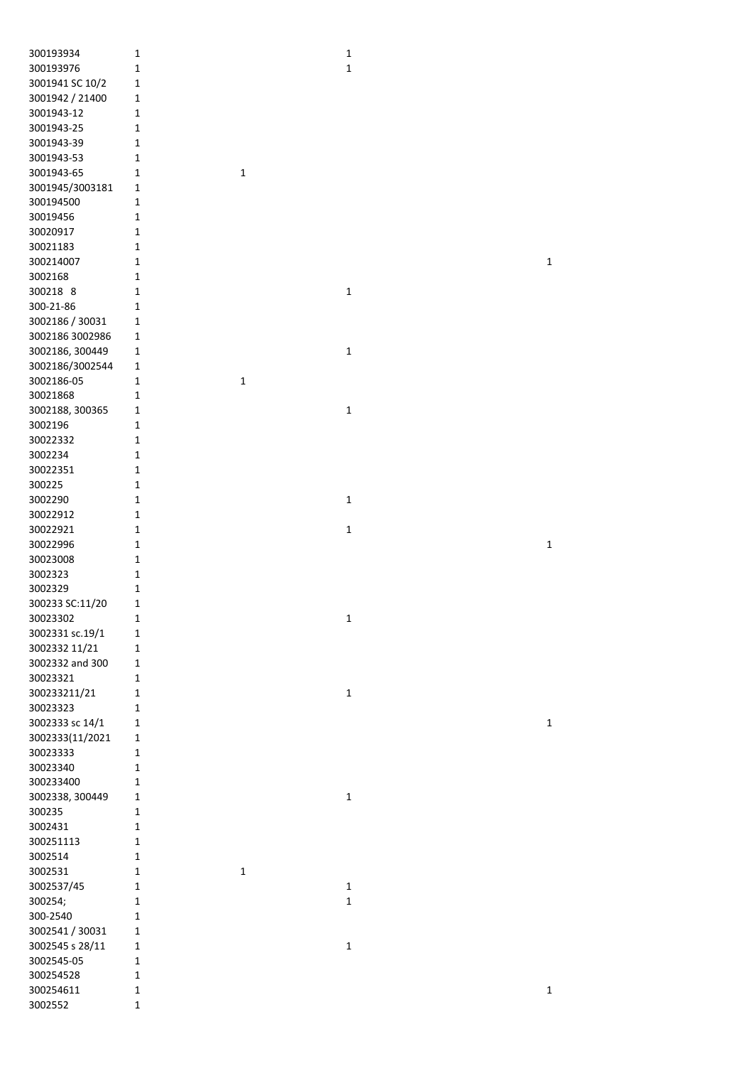| | | | | |
|---|---|---|---|---|
| 300193934 | 1 | | 1 | |
| 300193976 | 1 | | 1 | |
| 3001941 SC 10/2 | 1 | | | |
| 3001942 / 21400 | 1 | | | |
| 3001943-12 | 1 | | | |
| 3001943-25 | 1 | | | |
| 3001943-39 | 1 | | | |
| 3001943-53 | 1 | | | |
| 3001943-65 | 1 | 1 | | |
| 3001945/3003181 | 1 | | | |
| 300194500 | 1 | | | |
| 30019456 | 1 | | | |
| 30020917 | 1 | | | |
| 30021183 | 1 | | | |
| 300214007 | 1 | | | 1 |
| 3002168 | 1 | | | |
| 300218 8 | 1 | | 1 | |
| 300-21-86 | 1 | | | |
| 3002186 / 30031 | 1 | | | |
| 3002186 3002986 | 1 | | | |
| 3002186, 300449 | 1 | | 1 | |
| 3002186/3002544 | 1 | | | |
| 3002186-05 | 1 | 1 | | |
| 30021868 | 1 | | | |
| 3002188, 300365 | 1 | | 1 | |
| 3002196 | 1 | | | |
| 30022332 | 1 | | | |
| 3002234 | 1 | | | |
| 30022351 | 1 | | | |
| 300225 | 1 | | | |
| 3002290 | 1 | | 1 | |
| 30022912 | 1 | | | |
| 30022921 | 1 | | 1 | |
| 30022996 | 1 | | | 1 |
| 30023008 | 1 | | | |
| 3002323 | 1 | | | |
| 3002329 | 1 | | | |
| 300233 SC:11/20 | 1 | | | |
| 30023302 | 1 | | 1 | |
| 3002331 sc.19/1 | 1 | | | |
| 3002332 11/21 | 1 | | | |
| 3002332 and 300 | 1 | | | |
| 30023321 | 1 | | | |
| 300233211/21 | 1 | | 1 | |
| 30023323 | 1 | | | |
| 3002333 sc 14/1 | 1 | | | 1 |
| 3002333(11/2021 | 1 | | | |
| 30023333 | 1 | | | |
| 30023340 | 1 | | | |
| 300233400 | 1 | | | |
| 3002338, 300449 | 1 | | 1 | |
| 300235 | 1 | | | |
| 3002431 | 1 | | | |
| 300251113 | 1 | | | |
| 3002514 | 1 | | | |
| 3002531 | 1 | 1 | | |
| 3002537/45 | 1 | | 1 | |
| 300254; | 1 | | 1 | |
| 300-2540 | 1 | | | |
| 3002541 / 30031 | 1 | | | |
| 3002545 s 28/11 | 1 | | 1 | |
| 3002545-05 | 1 | | | |
| 300254528 | 1 | | | |
| 300254611 | 1 | | | 1 |
| 3002552 | 1 | | | |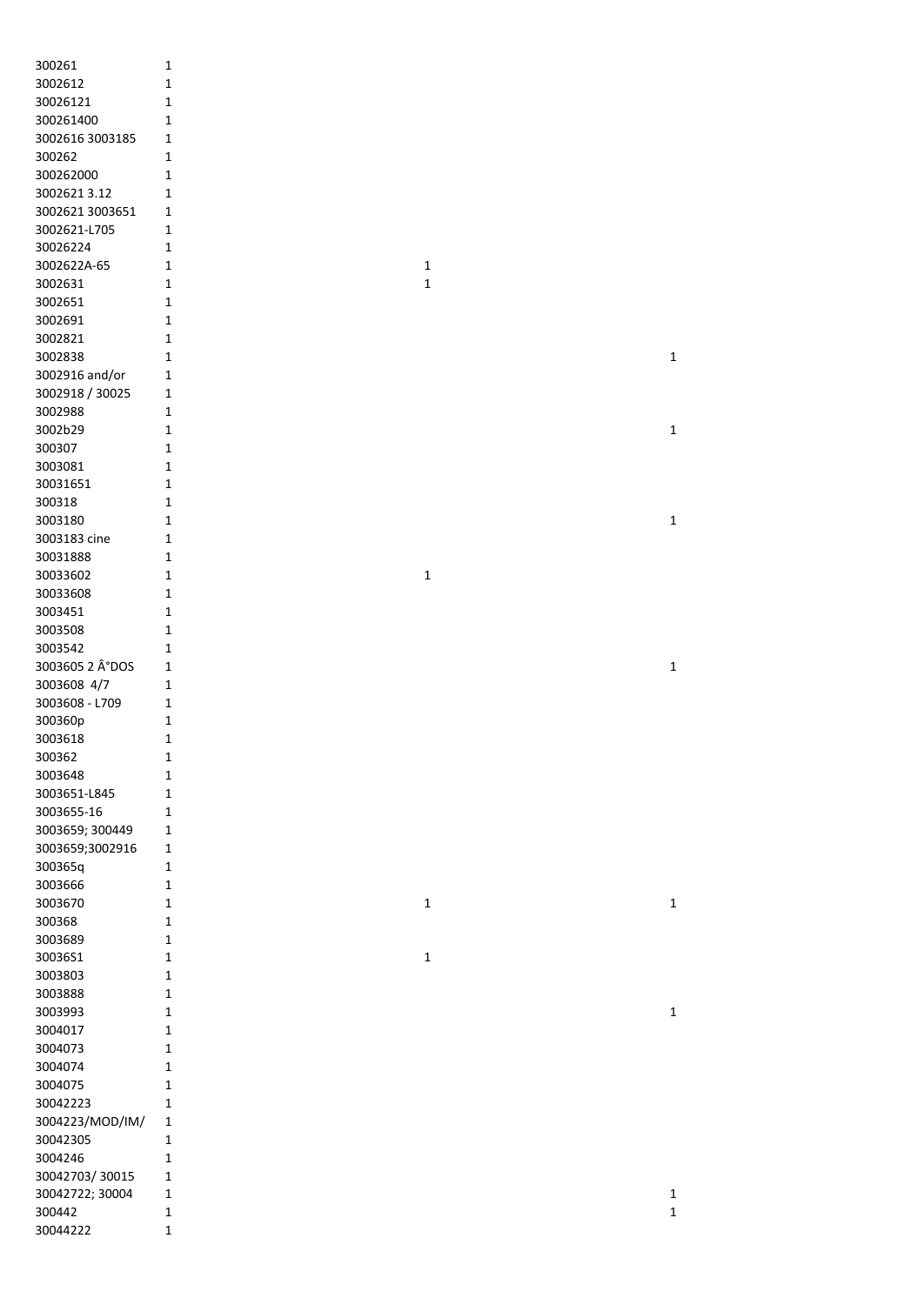| | | | |
|---|---|---|---|
| 300261 | 1 | | |
| 3002612 | 1 | | |
| 30026121 | 1 | | |
| 300261400 | 1 | | |
| 3002616 3003185 | 1 | | |
| 300262 | 1 | | |
| 300262000 | 1 | | |
| 3002621 3.12 | 1 | | |
| 3002621 3003651 | 1 | | |
| 3002621-L705 | 1 | | |
| 30026224 | 1 | | |
| 3002622A-65 | 1 | 1 | |
| 3002631 | 1 | 1 | |
| 3002651 | 1 | | |
| 3002691 | 1 | | |
| 3002821 | 1 | | |
| 3002838 | 1 | | 1 |
| 3002916 and/or | 1 | | |
| 3002918 / 30025 | 1 | | |
| 3002988 | 1 | | |
| 3002b29 | 1 | | 1 |
| 300307 | 1 | | |
| 3003081 | 1 | | |
| 30031651 | 1 | | |
| 300318 | 1 | | |
| 3003180 | 1 | | 1 |
| 3003183 cine | 1 | | |
| 30031888 | 1 | | |
| 30033602 | 1 | 1 | |
| 30033608 | 1 | | |
| 3003451 | 1 | | |
| 3003508 | 1 | | |
| 3003542 | 1 | | |
| 3003605 2 Â°DOS | 1 | | 1 |
| 3003608 4/7 | 1 | | |
| 3003608 - L709 | 1 | | |
| 300360p | 1 | | |
| 3003618 | 1 | | |
| 300362 | 1 | | |
| 3003648 | 1 | | |
| 3003651-L845 | 1 | | |
| 3003655-16 | 1 | | |
| 3003659; 300449 | 1 | | |
| 3003659;3002916 | 1 | | |
| 300365q | 1 | | |
| 3003666 | 1 | | |
| 3003670 | 1 | 1 | 1 |
| 300368 | 1 | | |
| 3003689 | 1 | | |
| 30036S1 | 1 | 1 | |
| 3003803 | 1 | | |
| 3003888 | 1 | | |
| 3003993 | 1 | | 1 |
| 3004017 | 1 | | |
| 3004073 | 1 | | |
| 3004074 | 1 | | |
| 3004075 | 1 | | |
| 30042223 | 1 | | |
| 3004223/MOD/IM/ | 1 | | |
| 30042305 | 1 | | |
| 3004246 | 1 | | |
| 30042703/ 30015 | 1 | | |
| 30042722; 30004 | 1 | | 1 |
| 300442 | 1 | | 1 |
| 30044222 | 1 | | |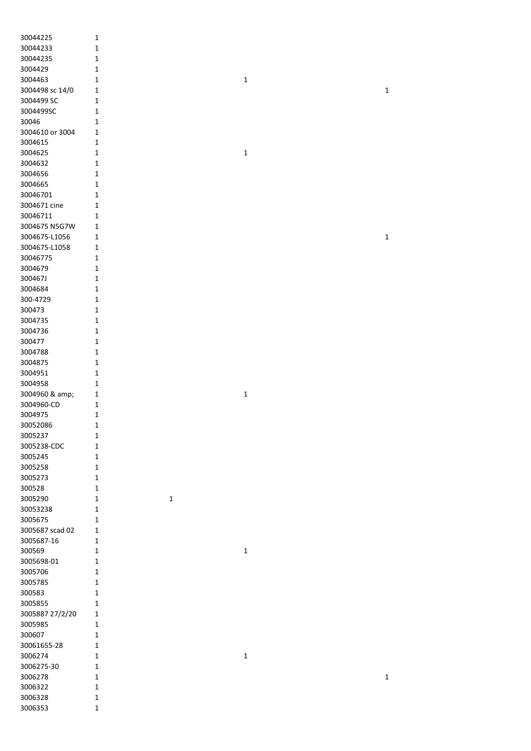| | | | | |
|---|---|---|---|---|
| 30044225 | 1 | | | |
| 30044233 | 1 | | | |
| 30044235 | 1 | | | |
| 3004429 | 1 | | | |
| 3004463 | 1 | | 1 | |
| 3004498 sc 14/0 | 1 | | | 1 |
| 3004499 SC | 1 | | | |
| 3004499SC | 1 | | | |
| 30046 | 1 | | | |
| 3004610 or 3004 | 1 | | | |
| 3004615 | 1 | | | |
| 3004625 | 1 | | 1 | |
| 3004632 | 1 | | | |
| 3004656 | 1 | | | |
| 3004665 | 1 | | | |
| 30046701 | 1 | | | |
| 3004671 cine | 1 | | | |
| 30046711 | 1 | | | |
| 3004675 N5G7W | 1 | | | |
| 3004675-L1056 | 1 | | | 1 |
| 3004675-L1058 | 1 | | | |
| 30046775 | 1 | | | |
| 3004679 | 1 | | | |
| 300467J | 1 | | | |
| 3004684 | 1 | | | |
| 300-4729 | 1 | | | |
| 300473 | 1 | | | |
| 3004735 | 1 | | | |
| 3004736 | 1 | | | |
| 300477 | 1 | | | |
| 3004788 | 1 | | | |
| 3004875 | 1 | | | |
| 3004951 | 1 | | | |
| 3004958 | 1 | | | |
| 3004960 & amp; | 1 | | 1 | |
| 3004960-CD | 1 | | | |
| 3004975 | 1 | | | |
| 30052086 | 1 | | | |
| 3005237 | 1 | | | |
| 3005238-CDC | 1 | | | |
| 3005245 | 1 | | | |
| 3005258 | 1 | | | |
| 3005273 | 1 | | | |
| 300528 | 1 | | | |
| 3005290 | 1 | 1 | | |
| 30053238 | 1 | | | |
| 3005675 | 1 | | | |
| 3005687 scad 02 | 1 | | | |
| 3005687-16 | 1 | | | |
| 300569 | 1 | | 1 | |
| 3005698-01 | 1 | | | |
| 3005706 | 1 | | | |
| 3005785 | 1 | | | |
| 300583 | 1 | | | |
| 3005855 | 1 | | | |
| 3005887 27/2/20 | 1 | | | |
| 3005985 | 1 | | | |
| 300607 | 1 | | | |
| 30061655-28 | 1 | | | |
| 3006274 | 1 | | 1 | |
| 3006275-30 | 1 | | | |
| 3006278 | 1 | | | 1 |
| 3006322 | 1 | | | |
| 3006328 | 1 | | | |
| 3006353 | 1 | | | |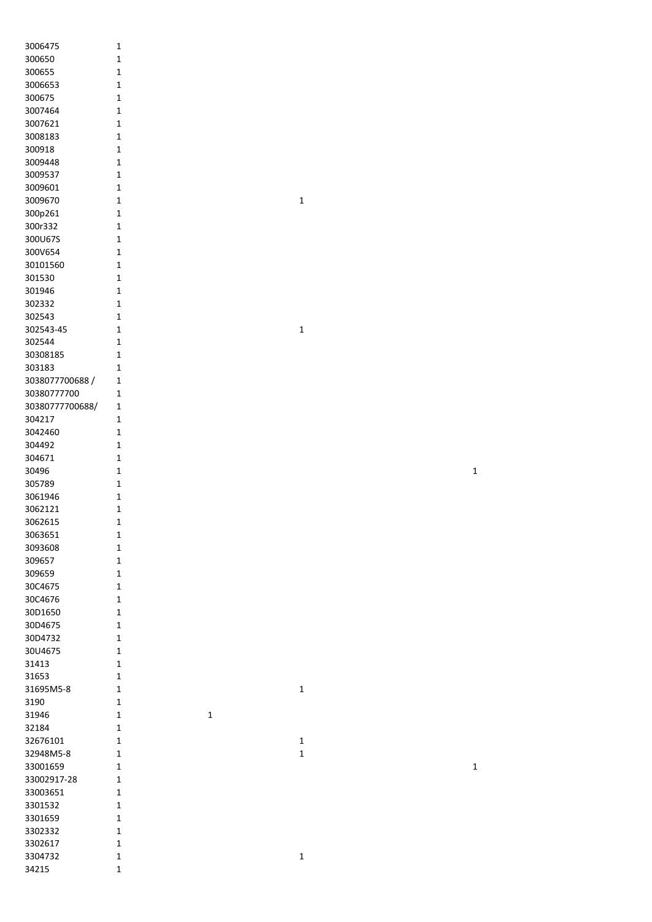| | | | | |
|---|---|---|---|---|
| 3006475 | 1 | | | |
| 300650 | 1 | | | |
| 300655 | 1 | | | |
| 3006653 | 1 | | | |
| 300675 | 1 | | | |
| 3007464 | 1 | | | |
| 3007621 | 1 | | | |
| 3008183 | 1 | | | |
| 300918 | 1 | | | |
| 3009448 | 1 | | | |
| 3009537 | 1 | | | |
| 3009601 | 1 | | | |
| 3009670 | 1 | | 1 | |
| 300p261 | 1 | | | |
| 300r332 | 1 | | | |
| 300U67S | 1 | | | |
| 300V654 | 1 | | | |
| 30101560 | 1 | | | |
| 301530 | 1 | | | |
| 301946 | 1 | | | |
| 302332 | 1 | | | |
| 302543 | 1 | | | |
| 302543-45 | 1 | | 1 | |
| 302544 | 1 | | | |
| 30308185 | 1 | | | |
| 303183 | 1 | | | |
| 3038077700688 / | 1 | | | |
| 30380777700 | 1 | | | |
| 30380777700688/ | 1 | | | |
| 304217 | 1 | | | |
| 3042460 | 1 | | | |
| 304492 | 1 | | | |
| 304671 | 1 | | | |
| 30496 | 1 | | | 1 |
| 305789 | 1 | | | |
| 3061946 | 1 | | | |
| 3062121 | 1 | | | |
| 3062615 | 1 | | | |
| 3063651 | 1 | | | |
| 3093608 | 1 | | | |
| 309657 | 1 | | | |
| 309659 | 1 | | | |
| 30C4675 | 1 | | | |
| 30C4676 | 1 | | | |
| 30D1650 | 1 | | | |
| 30D4675 | 1 | | | |
| 30D4732 | 1 | | | |
| 30U4675 | 1 | | | |
| 31413 | 1 | | | |
| 31653 | 1 | | | |
| 31695M5-8 | 1 | | 1 | |
| 3190 | 1 | | | |
| 31946 | 1 | 1 | | |
| 32184 | 1 | | | |
| 32676101 | 1 | | 1 | |
| 32948M5-8 | 1 | | 1 | |
| 33001659 | 1 | | | 1 |
| 33002917-28 | 1 | | | |
| 33003651 | 1 | | | |
| 3301532 | 1 | | | |
| 3301659 | 1 | | | |
| 3302332 | 1 | | | |
| 3302617 | 1 | | | |
| 3304732 | 1 | | 1 | |
| 34215 | 1 | | | |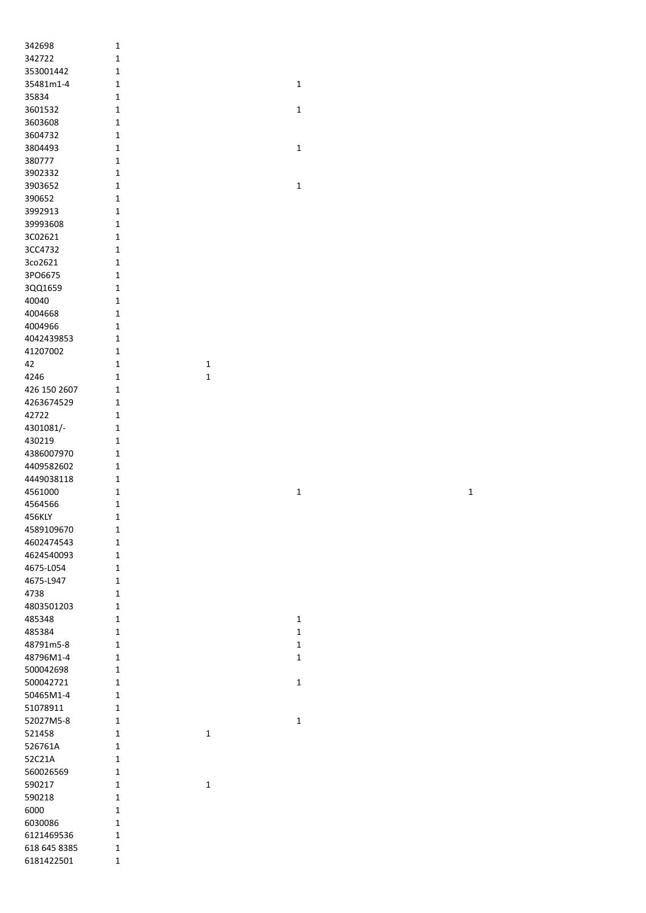| | | | | |
|---|---|---|---|---|
| 342698 | 1 | | | |
| 342722 | 1 | | | |
| 353001442 | 1 | | | |
| 35481m1-4 | 1 | | 1 | |
| 35834 | 1 | | | |
| 3601532 | 1 | | 1 | |
| 3603608 | 1 | | | |
| 3604732 | 1 | | | |
| 3804493 | 1 | | 1 | |
| 380777 | 1 | | | |
| 3902332 | 1 | | | |
| 3903652 | 1 | | 1 | |
| 390652 | 1 | | | |
| 3992913 | 1 | | | |
| 39993608 | 1 | | | |
| 3C02621 | 1 | | | |
| 3CC4732 | 1 | | | |
| 3co2621 | 1 | | | |
| 3PO6675 | 1 | | | |
| 3QQ1659 | 1 | | | |
| 40040 | 1 | | | |
| 4004668 | 1 | | | |
| 4004966 | 1 | | | |
| 4042439853 | 1 | | | |
| 41207002 | 1 | | | |
| 42 | 1 | 1 | | |
| 4246 | 1 | 1 | | |
| 426 150 2607 | 1 | | | |
| 4263674529 | 1 | | | |
| 42722 | 1 | | | |
| 4301081/- | 1 | | | |
| 430219 | 1 | | | |
| 4386007970 | 1 | | | |
| 4409582602 | 1 | | | |
| 4449038118 | 1 | | | |
| 4561000 | 1 | | 1 | 1 |
| 4564566 | 1 | | | |
| 456KLY | 1 | | | |
| 4589109670 | 1 | | | |
| 4602474543 | 1 | | | |
| 4624540093 | 1 | | | |
| 4675-L054 | 1 | | | |
| 4675-L947 | 1 | | | |
| 4738 | 1 | | | |
| 4803501203 | 1 | | | |
| 485348 | 1 | | 1 | |
| 485384 | 1 | | 1 | |
| 48791m5-8 | 1 | | 1 | |
| 48796M1-4 | 1 | | 1 | |
| 500042698 | 1 | | | |
| 500042721 | 1 | | 1 | |
| 50465M1-4 | 1 | | | |
| 51078911 | 1 | | | |
| 52027M5-8 | 1 | | 1 | |
| 521458 | 1 | 1 | | |
| 526761A | 1 | | | |
| 52C21A | 1 | | | |
| 560026569 | 1 | | | |
| 590217 | 1 | 1 | | |
| 590218 | 1 | | | |
| 6000 | 1 | | | |
| 6030086 | 1 | | | |
| 6121469536 | 1 | | | |
| 618 645 8385 | 1 | | | |
| 6181422501 | 1 | | | |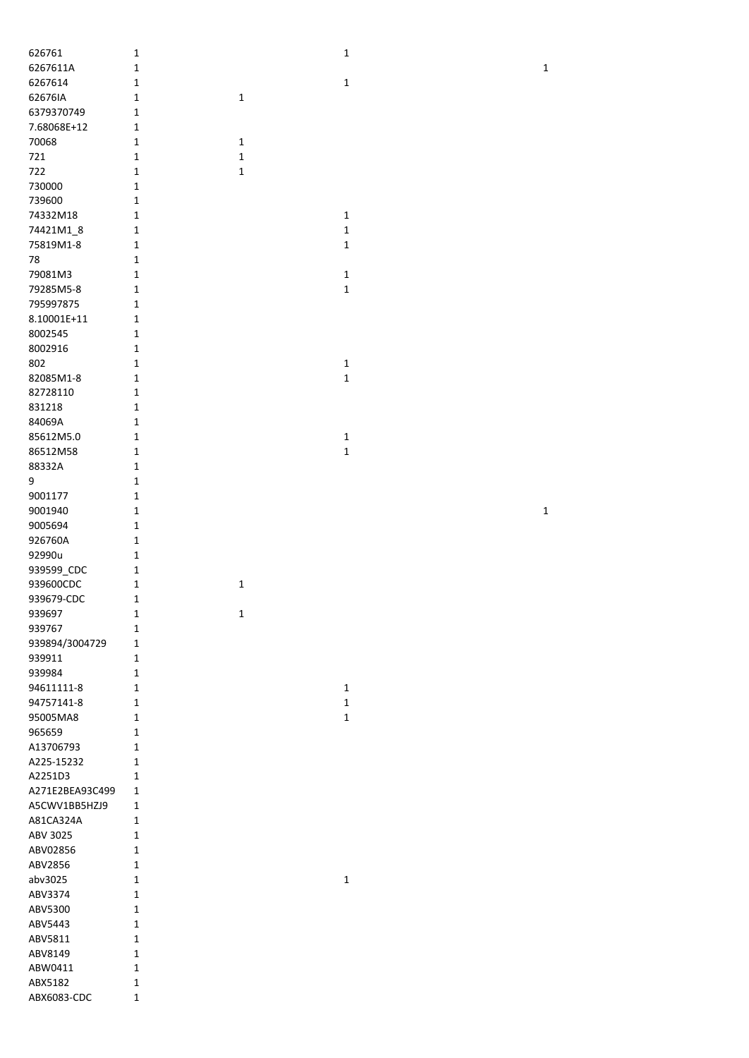| | | | | |
|---|---|---|---|---|
| 626761 | 1 | | 1 | |
| 6267611A | 1 | | | 1 |
| 6267614 | 1 | | 1 | |
| 62676IA | 1 | 1 | | |
| 6379370749 | 1 | | | |
| 7.68068E+12 | 1 | | | |
| 70068 | 1 | 1 | | |
| 721 | 1 | 1 | | |
| 722 | 1 | 1 | | |
| 730000 | 1 | | | |
| 739600 | 1 | | | |
| 74332M18 | 1 | | 1 | |
| 74421M1_8 | 1 | | 1 | |
| 75819M1-8 | 1 | | 1 | |
| 78 | 1 | | | |
| 79081M3 | 1 | | 1 | |
| 79285M5-8 | 1 | | 1 | |
| 795997875 | 1 | | | |
| 8.10001E+11 | 1 | | | |
| 8002545 | 1 | | | |
| 8002916 | 1 | | | |
| 802 | 1 | | 1 | |
| 82085M1-8 | 1 | | 1 | |
| 82728110 | 1 | | | |
| 831218 | 1 | | | |
| 84069A | 1 | | | |
| 85612M5.0 | 1 | | 1 | |
| 86512M58 | 1 | | 1 | |
| 88332A | 1 | | | |
| 9 | 1 | | | |
| 9001177 | 1 | | | |
| 9001940 | 1 | | | 1 |
| 9005694 | 1 | | | |
| 926760A | 1 | | | |
| 92990u | 1 | | | |
| 939599_CDC | 1 | | | |
| 939600CDC | 1 | 1 | | |
| 939679-CDC | 1 | | | |
| 939697 | 1 | 1 | | |
| 939767 | 1 | | | |
| 939894/3004729 | 1 | | | |
| 939911 | 1 | | | |
| 939984 | 1 | | | |
| 94611111-8 | 1 | | 1 | |
| 94757141-8 | 1 | | 1 | |
| 95005MA8 | 1 | | 1 | |
| 965659 | 1 | | | |
| A13706793 | 1 | | | |
| A225-15232 | 1 | | | |
| A2251D3 | 1 | | | |
| A271E2BEA93C499 | 1 | | | |
| A5CWV1BB5HZJ9 | 1 | | | |
| A81CA324A | 1 | | | |
| ABV 3025 | 1 | | | |
| ABV02856 | 1 | | | |
| ABV2856 | 1 | | | |
| abv3025 | 1 | | 1 | |
| ABV3374 | 1 | | | |
| ABV5300 | 1 | | | |
| ABV5443 | 1 | | | |
| ABV5811 | 1 | | | |
| ABV8149 | 1 | | | |
| ABW0411 | 1 | | | |
| ABX5182 | 1 | | | |
| ABX6083-CDC | 1 | | | |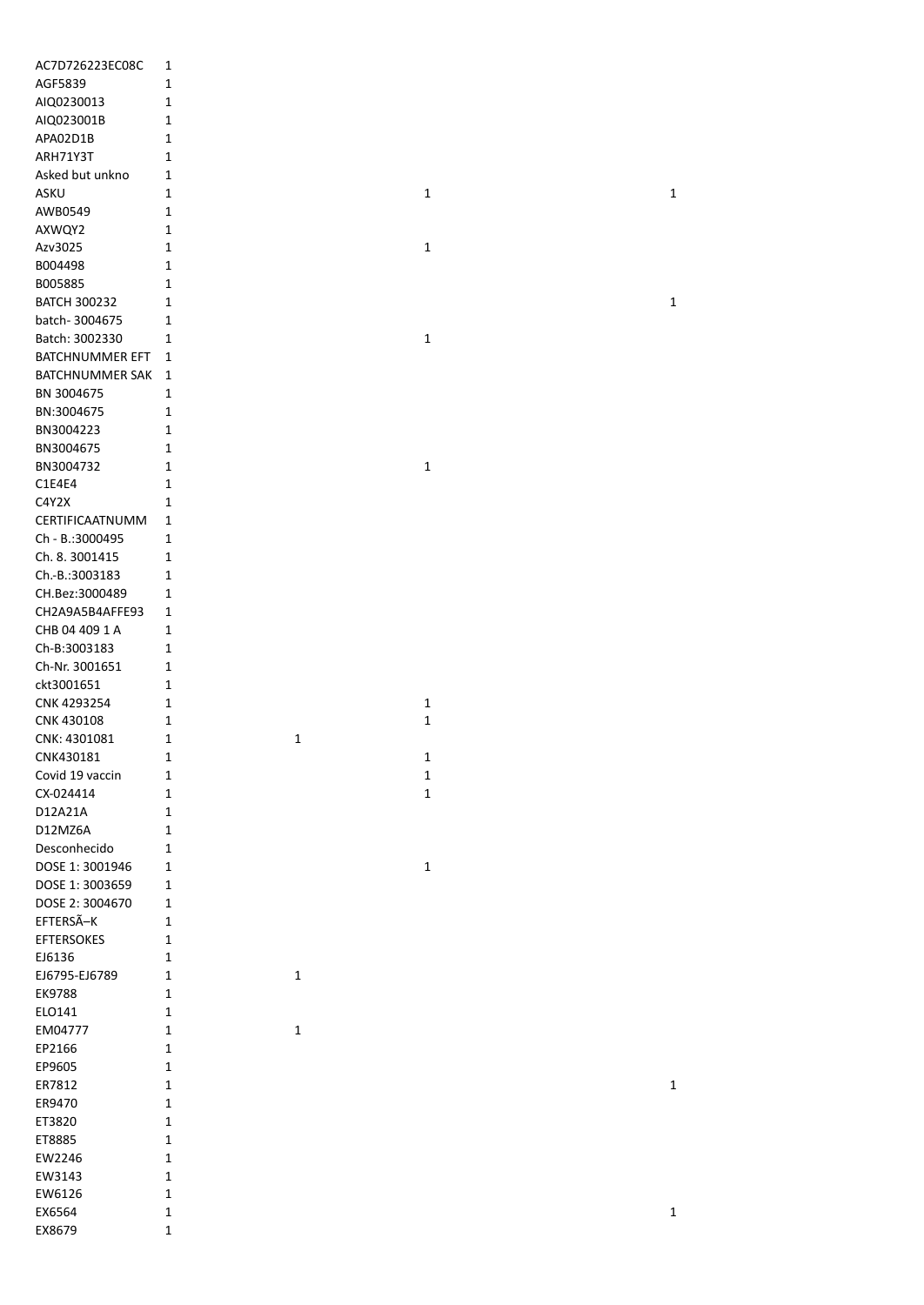| | | | | |
|---|---|---|---|---|
| AC7D726223EC08C | 1 | | | |
| AGF5839 | 1 | | | |
| AIQ0230013 | 1 | | | |
| AIQ023001B | 1 | | | |
| APA02D1B | 1 | | | |
| ARH71Y3T | 1 | | | |
| Asked but unkno | 1 | | | |
| ASKU | 1 | | 1 | 1 |
| AWB0549 | 1 | | | |
| AXWQY2 | 1 | | | |
| Azv3025 | 1 | | 1 | |
| B004498 | 1 | | | |
| B005885 | 1 | | | |
| BATCH 300232 | 1 | | | 1 |
| batch- 3004675 | 1 | | | |
| Batch: 3002330 | 1 | | 1 | |
| BATCHNUMMER EFT | 1 | | | |
| BATCHNUMMER SAK | 1 | | | |
| BN 3004675 | 1 | | | |
| BN:3004675 | 1 | | | |
| BN3004223 | 1 | | | |
| BN3004675 | 1 | | | |
| BN3004732 | 1 | | 1 | |
| C1E4E4 | 1 | | | |
| C4Y2X | 1 | | | |
| CERTIFICAATNUMM | 1 | | | |
| Ch - B.:3000495 | 1 | | | |
| Ch. 8. 3001415 | 1 | | | |
| Ch.-B.:3003183 | 1 | | | |
| CH.Bez:3000489 | 1 | | | |
| CH2A9A5B4AFFE93 | 1 | | | |
| CHB 04 409 1 A | 1 | | | |
| Ch-B:3003183 | 1 | | | |
| Ch-Nr. 3001651 | 1 | | | |
| ckt3001651 | 1 | | | |
| CNK 4293254 | 1 | | 1 | |
| CNK 430108 | 1 | | 1 | |
| CNK: 4301081 | 1 | 1 | | |
| CNK430181 | 1 | | 1 | |
| Covid 19 vaccin | 1 | | 1 | |
| CX-024414 | 1 | | 1 | |
| D12A21A | 1 | | | |
| D12MZ6A | 1 | | | |
| Desconhecido | 1 | | | |
| DOSE 1: 3001946 | 1 | | 1 | |
| DOSE 1: 3003659 | 1 | | | |
| DOSE 2: 3004670 | 1 | | | |
| EFTERSÃ–K | 1 | | | |
| EFTERSOKES | 1 | | | |
| EJ6136 | 1 | | | |
| EJ6795-EJ6789 | 1 | 1 | | |
| EK9788 | 1 | | | |
| ELO141 | 1 | | | |
| EM04777 | 1 | 1 | | |
| EP2166 | 1 | | | |
| EP9605 | 1 | | | |
| ER7812 | 1 | | | 1 |
| ER9470 | 1 | | | |
| ET3820 | 1 | | | |
| ET8885 | 1 | | | |
| EW2246 | 1 | | | |
| EW3143 | 1 | | | |
| EW6126 | 1 | | | |
| EX6564 | 1 | | | 1 |
| EX8679 | 1 | | | |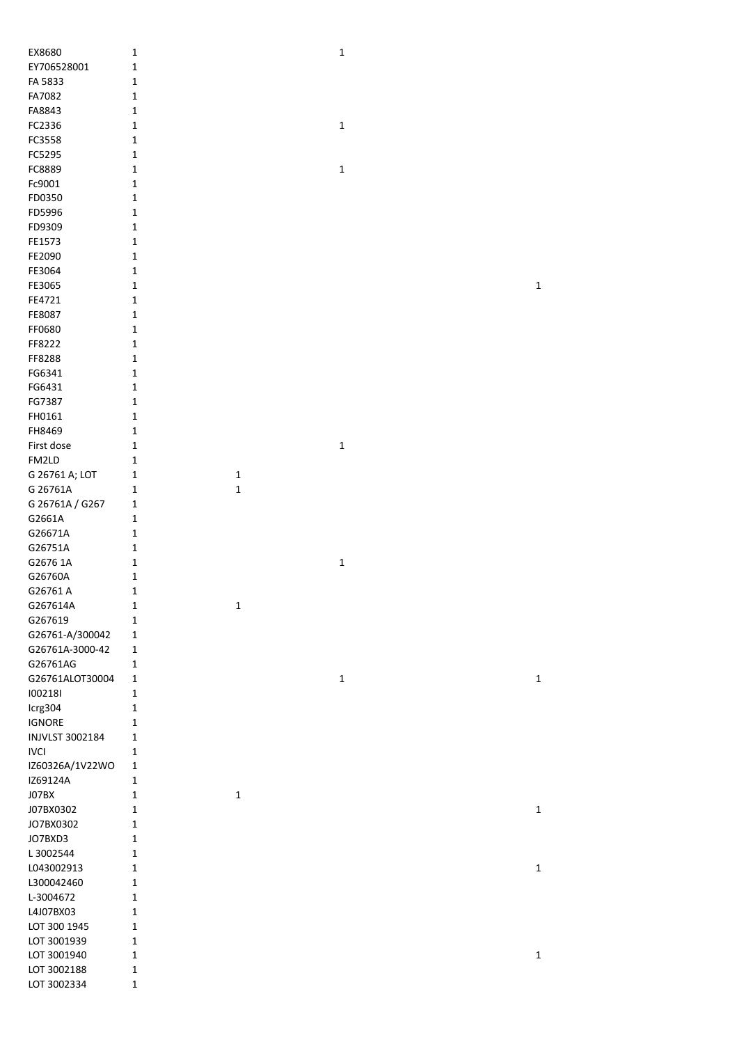| | | | | |
|---|---|---|---|---|
| EX8680 | 1 | | 1 | |
| EY706528001 | 1 | | | |
| FA 5833 | 1 | | | |
| FA7082 | 1 | | | |
| FA8843 | 1 | | | |
| FC2336 | 1 | | 1 | |
| FC3558 | 1 | | | |
| FC5295 | 1 | | | |
| FC8889 | 1 | | 1 | |
| Fc9001 | 1 | | | |
| FD0350 | 1 | | | |
| FD5996 | 1 | | | |
| FD9309 | 1 | | | |
| FE1573 | 1 | | | |
| FE2090 | 1 | | | |
| FE3064 | 1 | | | |
| FE3065 | 1 | | | 1 |
| FE4721 | 1 | | | |
| FE8087 | 1 | | | |
| FF0680 | 1 | | | |
| FF8222 | 1 | | | |
| FF8288 | 1 | | | |
| FG6341 | 1 | | | |
| FG6431 | 1 | | | |
| FG7387 | 1 | | | |
| FH0161 | 1 | | | |
| FH8469 | 1 | | | |
| First dose | 1 | | 1 | |
| FM2LD | 1 | | | |
| G 26761 A; LOT | 1 | 1 | | |
| G 26761A | 1 | 1 | | |
| G 26761A / G267 | 1 | | | |
| G2661A | 1 | | | |
| G26671A | 1 | | | |
| G26751A | 1 | | | |
| G2676 1A | 1 | | 1 | |
| G26760A | 1 | | | |
| G26761 A | 1 | | | |
| G267614A | 1 | 1 | | |
| G267619 | 1 | | | |
| G26761-A/300042 | 1 | | | |
| G26761A-3000-42 | 1 | | | |
| G26761AG | 1 | | | |
| G26761ALOT30004 | 1 | | 1 | 1 |
| I00218I | 1 | | | |
| Icrg304 | 1 | | | |
| IGNORE | 1 | | | |
| INJVLST 3002184 | 1 | | | |
| IVCI | 1 | | | |
| IZ60326A/1V22WO | 1 | | | |
| IZ69124A | 1 | | | |
| J07BX | 1 | 1 | | |
| J07BX0302 | 1 | | | 1 |
| JO7BX0302 | 1 | | | |
| JO7BXD3 | 1 | | | |
| L 3002544 | 1 | | | |
| L043002913 | 1 | | | 1 |
| L300042460 | 1 | | | |
| L-3004672 | 1 | | | |
| L4J07BX03 | 1 | | | |
| LOT 300 1945 | 1 | | | |
| LOT 3001939 | 1 | | | |
| LOT 3001940 | 1 | | | 1 |
| LOT 3002188 | 1 | | | |
| LOT 3002334 | 1 | | | |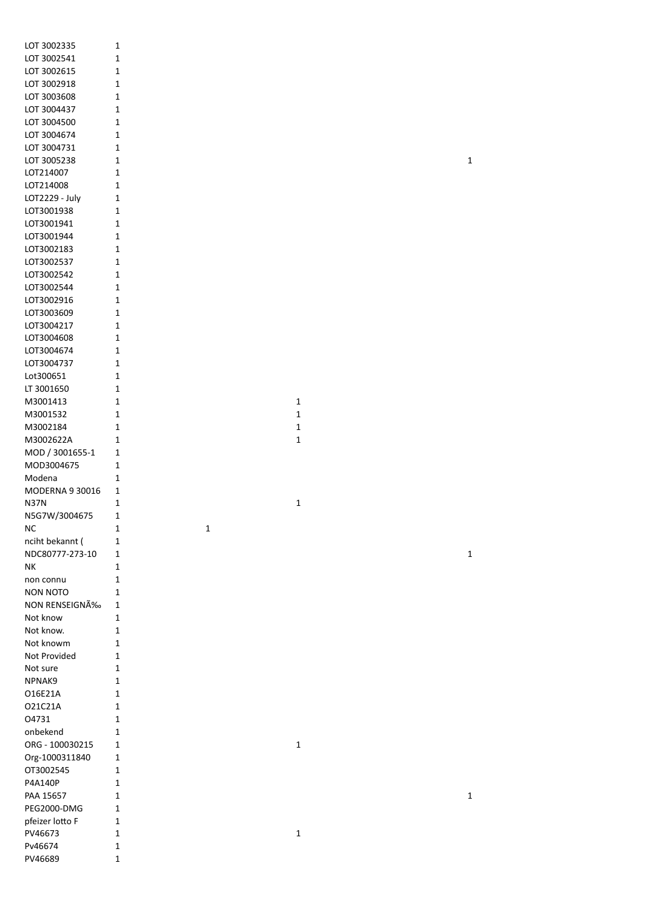| | | | | |
|---|---|---|---|---|
| LOT 3002335 | 1 | | | |
| LOT 3002541 | 1 | | | |
| LOT 3002615 | 1 | | | |
| LOT 3002918 | 1 | | | |
| LOT 3003608 | 1 | | | |
| LOT 3004437 | 1 | | | |
| LOT 3004500 | 1 | | | |
| LOT 3004674 | 1 | | | |
| LOT 3004731 | 1 | | | |
| LOT 3005238 | 1 | | | 1 |
| LOT214007 | 1 | | | |
| LOT214008 | 1 | | | |
| LOT2229 - July | 1 | | | |
| LOT3001938 | 1 | | | |
| LOT3001941 | 1 | | | |
| LOT3001944 | 1 | | | |
| LOT3002183 | 1 | | | |
| LOT3002537 | 1 | | | |
| LOT3002542 | 1 | | | |
| LOT3002544 | 1 | | | |
| LOT3002916 | 1 | | | |
| LOT3003609 | 1 | | | |
| LOT3004217 | 1 | | | |
| LOT3004608 | 1 | | | |
| LOT3004674 | 1 | | | |
| LOT3004737 | 1 | | | |
| Lot300651 | 1 | | | |
| LT 3001650 | 1 | | | |
| M3001413 | 1 | | 1 | |
| M3001532 | 1 | | 1 | |
| M3002184 | 1 | | 1 | |
| M3002622A | 1 | | 1 | |
| MOD / 3001655-1 | 1 | | | |
| MOD3004675 | 1 | | | |
| Modena | 1 | | | |
| MODERNA 9 30016 | 1 | | | |
| N37N | 1 | | 1 | |
| N5G7W/3004675 | 1 | | | |
| NC | 1 | 1 | | |
| nciht bekannt ( | 1 | | | |
| NDC80777-273-10 | 1 | | | 1 |
| NK | 1 | | | |
| non connu | 1 | | | |
| NON NOTO | 1 | | | |
| NON RENSEIGNÃ‰ | 1 | | | |
| Not know | 1 | | | |
| Not know. | 1 | | | |
| Not knowm | 1 | | | |
| Not Provided | 1 | | | |
| Not sure | 1 | | | |
| NPNAK9 | 1 | | | |
| O16E21A | 1 | | | |
| O21C21A | 1 | | | |
| O4731 | 1 | | | |
| onbekend | 1 | | | |
| ORG - 100030215 | 1 | | 1 | |
| Org-1000311840 | 1 | | | |
| OT3002545 | 1 | | | |
| P4A140P | 1 | | | |
| PAA 15657 | 1 | | | 1 |
| PEG2000-DMG | 1 | | | |
| pfeizer lotto F | 1 | | | |
| PV46673 | 1 | | 1 | |
| Pv46674 | 1 | | | |
| PV46689 | 1 | | | |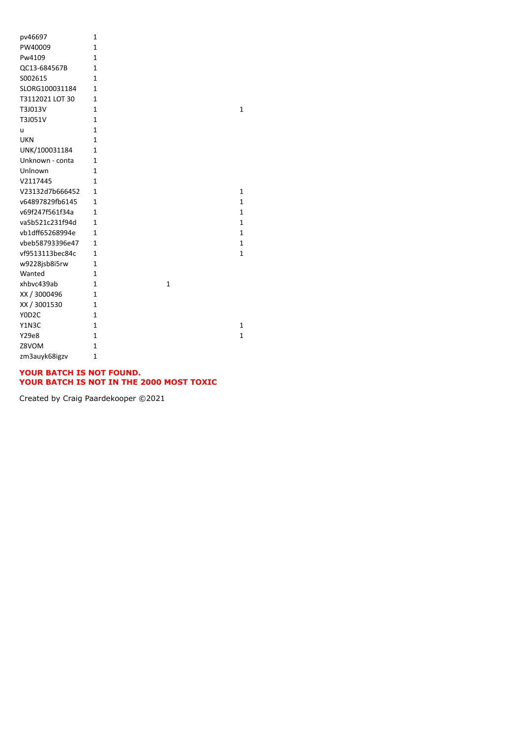| | | | |
|---|---|---|---|
| pv46697 | 1 | | |
| PW40009 | 1 | | |
| Pw4109 | 1 | | |
| QC13-684567B | 1 | | |
| S002615 | 1 | | |
| SLORG100031184 | 1 | | |
| T3112021 LOT 30 | 1 | | |
| T3J013V | 1 | | 1 |
| T3J051V | 1 | | |
| u | 1 | | |
| UKN | 1 | | |
| UNK/100031184 | 1 | | |
| Unknown - conta | 1 | | |
| Unlnown | 1 | | |
| V2117445 | 1 | | |
| V23132d7b666452 | 1 | | 1 |
| v64897829fb6145 | 1 | | 1 |
| v69f247f561f34a | 1 | | 1 |
| va5b521c231f94d | 1 | | 1 |
| vb1dff65268994e | 1 | | 1 |
| vbeb58793396e47 | 1 | | 1 |
| vf9513113bec84c | 1 | | 1 |
| w9228jsb8i5rw | 1 | | |
| Wanted | 1 | | |
| xhbvc439ab | 1 | 1 | |
| XX / 3000496 | 1 | | |
| XX / 3001530 | 1 | | |
| Y0D2C | 1 | | |
| Y1N3C | 1 | | 1 |
| Y29e8 | 1 | | 1 |
| Z8VOM | 1 | | |
| zm3auyk68igzv | 1 | | |

**YOUR BATCH IS NOT FOUND.**
**YOUR BATCH IS NOT IN THE 2000 MOST TOXIC**

Created by Craig Paardekooper ©2021